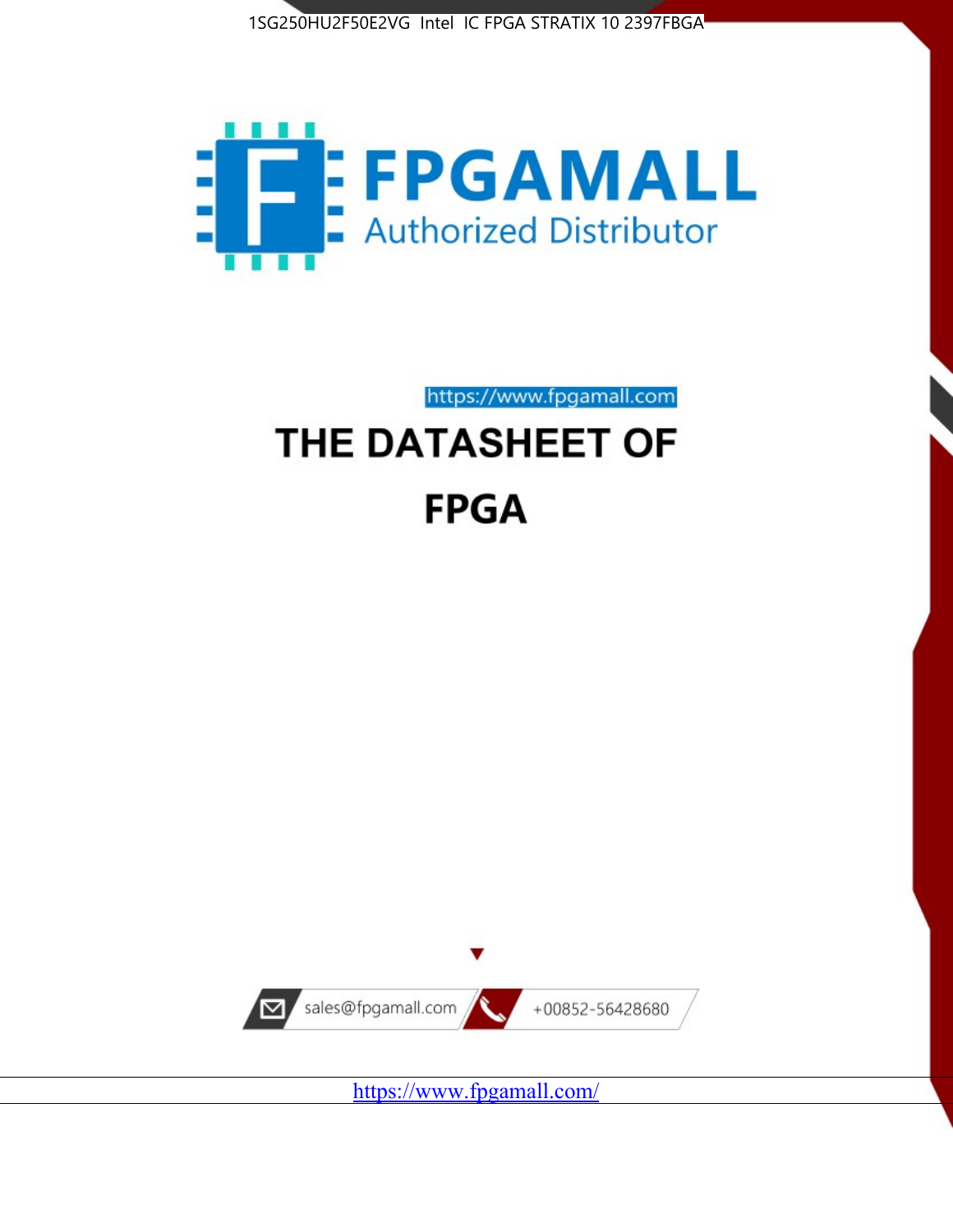1SG250HU2F50E2VG Intel IC FPGA STRATIX 10 2397FBGA

FPGAMALL

Authorized Distributor

https://www.fpgamall.com

# THE DATASHEET OF

# FPGA

sales@fpgamall.com

+00852-56428680

https://www.fpgamall.com/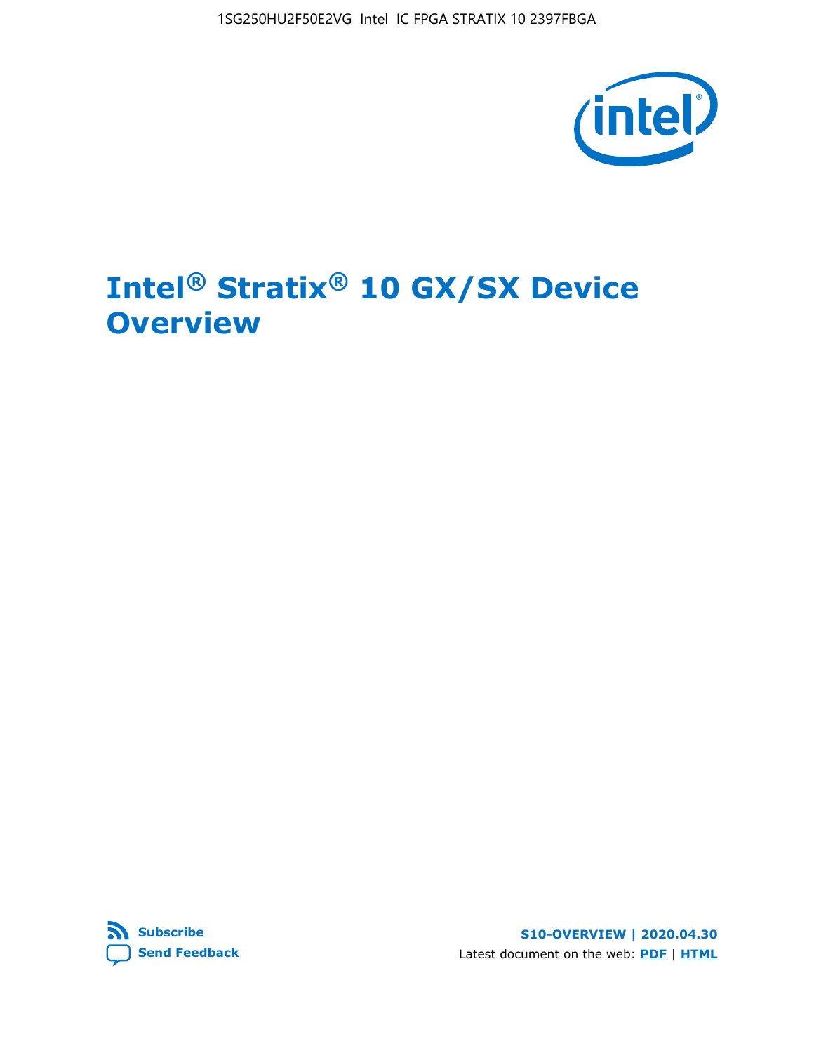# Intel® Stratix® 10 GX/SX Device Overview

S10-OVERVIEW | 2020.04.30

Latest document on the web: PDF | HTML

Subscribe

Send Feedback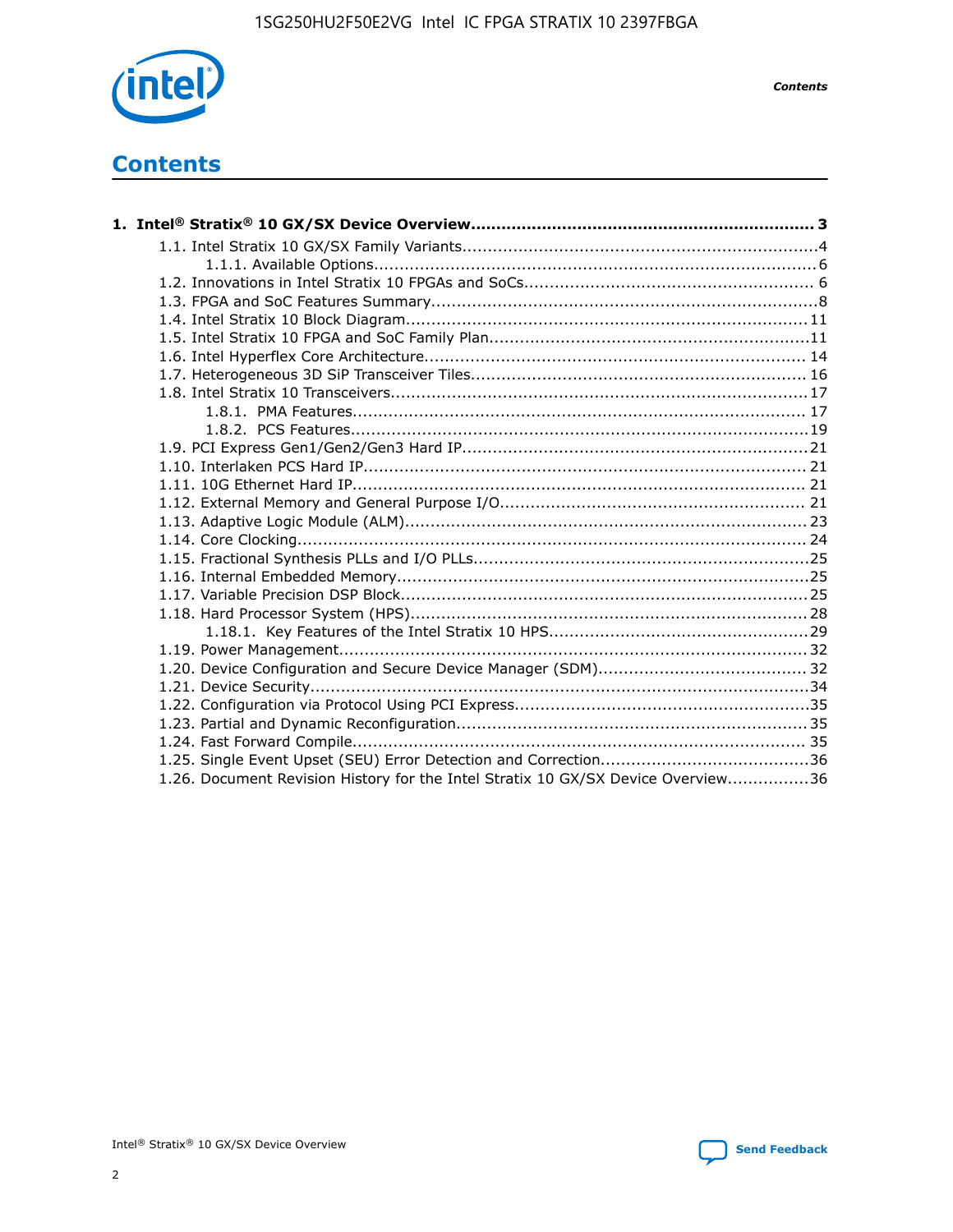# Contents

**1. Intel® Stratix® 10 GX/SX Device Overview.................................................................... 3**

- 1.1. Intel Stratix 10 GX/SX Family Variants......................................................................4
  - 1.1.1. Available Options......................................................................................6
- 1.2. Innovations in Intel Stratix 10 FPGAs and SoCs......................................................... 6
- 1.3. FPGA and SoC Features Summary............................................................................8
- 1.4. Intel Stratix 10 Block Diagram................................................................................11
- 1.5. Intel Stratix 10 FPGA and SoC Family Plan................................................................11
- 1.6. Intel Hyperflex Core Architecture........................................................................... 14
- 1.7. Heterogeneous 3D SiP Transceiver Tiles.................................................................. 16
- 1.8. Intel Stratix 10 Transceivers.................................................................................. 17
  - 1.8.1. PMA Features......................................................................................... 17
  - 1.8.2. PCS Features..........................................................................................19
- 1.9. PCI Express Gen1/Gen2/Gen3 Hard IP....................................................................21
- 1.10. Interlaken PCS Hard IP....................................................................................... 21
- 1.11. 10G Ethernet Hard IP......................................................................................... 21
- 1.12. External Memory and General Purpose I/O............................................................ 21
- 1.13. Adaptive Logic Module (ALM)............................................................................... 23
- 1.14. Core Clocking.................................................................................................... 24
- 1.15. Fractional Synthesis PLLs and I/O PLLs..................................................................25
- 1.16. Internal Embedded Memory.................................................................................25
- 1.17. Variable Precision DSP Block................................................................................25
- 1.18. Hard Processor System (HPS)..............................................................................28
  - 1.18.1. Key Features of the Intel Stratix 10 HPS...................................................29
- 1.19. Power Management............................................................................................ 32
- 1.20. Device Configuration and Secure Device Manager (SDM)......................................... 32
- 1.21. Device Security..................................................................................................34
- 1.22. Configuration via Protocol Using PCI Express..........................................................35
- 1.23. Partial and Dynamic Reconfiguration.....................................................................35
- 1.24. Fast Forward Compile......................................................................................... 35
- 1.25. Single Event Upset (SEU) Error Detection and Correction.........................................36
- 1.26. Document Revision History for the Intel Stratix 10 GX/SX Device Overview................36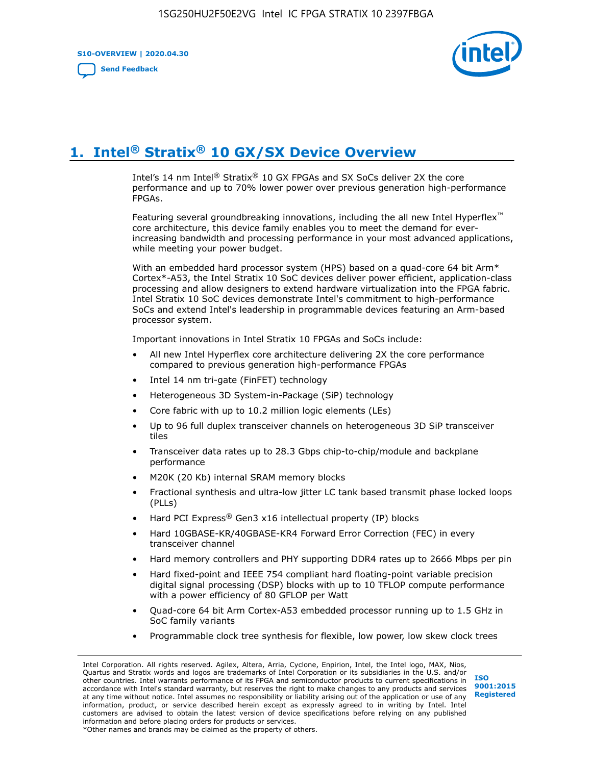# 1. Intel® Stratix® 10 GX/SX Device Overview

Intel's 14 nm Intel® Stratix® 10 GX FPGAs and SX SoCs deliver 2X the core performance and up to 70% lower power over previous generation high-performance FPGAs.

Featuring several groundbreaking innovations, including the all new Intel Hyperflex™ core architecture, this device family enables you to meet the demand for ever-increasing bandwidth and processing performance in your most advanced applications, while meeting your power budget.

With an embedded hard processor system (HPS) based on a quad-core 64 bit Arm* Cortex*-A53, the Intel Stratix 10 SoC devices deliver power efficient, application-class processing and allow designers to extend hardware virtualization into the FPGA fabric. Intel Stratix 10 SoC devices demonstrate Intel's commitment to high-performance SoCs and extend Intel's leadership in programmable devices featuring an Arm-based processor system.

Important innovations in Intel Stratix 10 FPGAs and SoCs include:

- All new Intel Hyperflex core architecture delivering 2X the core performance compared to previous generation high-performance FPGAs
- Intel 14 nm tri-gate (FinFET) technology
- Heterogeneous 3D System-in-Package (SiP) technology
- Core fabric with up to 10.2 million logic elements (LEs)
- Up to 96 full duplex transceiver channels on heterogeneous 3D SiP transceiver tiles
- Transceiver data rates up to 28.3 Gbps chip-to-chip/module and backplane performance
- M20K (20 Kb) internal SRAM memory blocks
- Fractional synthesis and ultra-low jitter LC tank based transmit phase locked loops (PLLs)
- Hard PCI Express® Gen3 x16 intellectual property (IP) blocks
- Hard 10GBASE-KR/40GBASE-KR4 Forward Error Correction (FEC) in every transceiver channel
- Hard memory controllers and PHY supporting DDR4 rates up to 2666 Mbps per pin
- Hard fixed-point and IEEE 754 compliant hard floating-point variable precision digital signal processing (DSP) blocks with up to 10 TFLOP compute performance with a power efficiency of 80 GFLOP per Watt
- Quad-core 64 bit Arm Cortex-A53 embedded processor running up to 1.5 GHz in SoC family variants
- Programmable clock tree synthesis for flexible, low power, low skew clock trees

Intel Corporation. All rights reserved. Agilex, Altera, Arria, Cyclone, Enpirion, Intel, the Intel logo, MAX, Nios, Quartus and Stratix words and logos are trademarks of Intel Corporation or its subsidiaries in the U.S. and/or other countries. Intel warrants performance of its FPGA and semiconductor products to current specifications in accordance with Intel's standard warranty, but reserves the right to make changes to any products and services at any time without notice. Intel assumes no responsibility or liability arising out of the application or use of any information, product, or service described herein except as expressly agreed to in writing by Intel. Intel customers are advised to obtain the latest version of device specifications before relying on any published information and before placing orders for products or services.
*Other names and brands may be claimed as the property of others.

ISO 9001:2015 Registered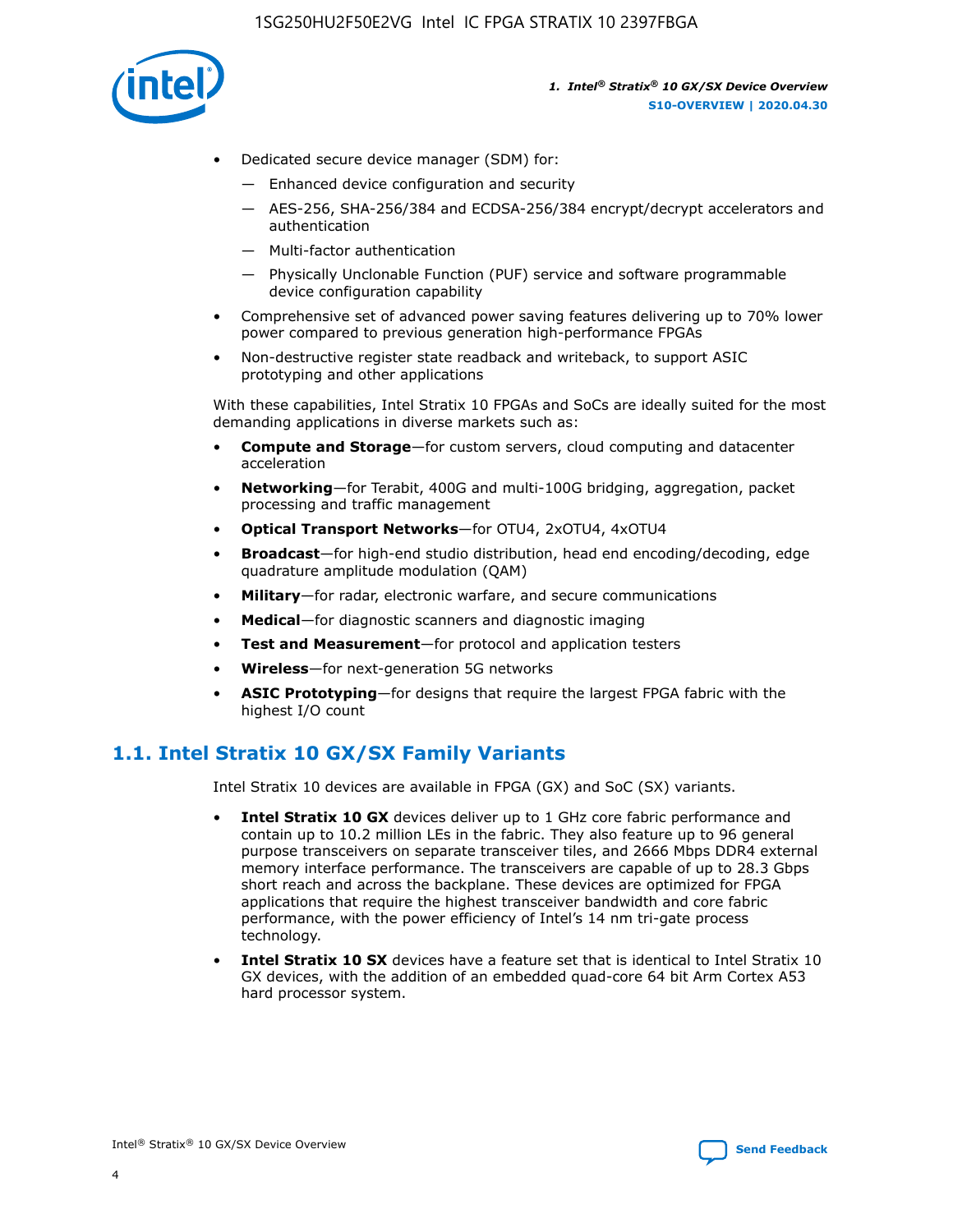- Dedicated secure device manager (SDM) for:
  - — Enhanced device configuration and security
  - — AES-256, SHA-256/384 and ECDSA-256/384 encrypt/decrypt accelerators and authentication
  - — Multi-factor authentication
  - — Physically Unclonable Function (PUF) service and software programmable device configuration capability
- Comprehensive set of advanced power saving features delivering up to 70% lower power compared to previous generation high-performance FPGAs
- Non-destructive register state readback and writeback, to support ASIC prototyping and other applications

With these capabilities, Intel Stratix 10 FPGAs and SoCs are ideally suited for the most demanding applications in diverse markets such as:

- **Compute and Storage**—for custom servers, cloud computing and datacenter acceleration
- **Networking**—for Terabit, 400G and multi-100G bridging, aggregation, packet processing and traffic management
- **Optical Transport Networks**—for OTU4, 2xOTU4, 4xOTU4
- **Broadcast**—for high-end studio distribution, head end encoding/decoding, edge quadrature amplitude modulation (QAM)
- **Military**—for radar, electronic warfare, and secure communications
- **Medical**—for diagnostic scanners and diagnostic imaging
- **Test and Measurement**—for protocol and application testers
- **Wireless**—for next-generation 5G networks
- **ASIC Prototyping**—for designs that require the largest FPGA fabric with the highest I/O count

## 1.1. Intel Stratix 10 GX/SX Family Variants

Intel Stratix 10 devices are available in FPGA (GX) and SoC (SX) variants.

- **Intel Stratix 10 GX** devices deliver up to 1 GHz core fabric performance and contain up to 10.2 million LEs in the fabric. They also feature up to 96 general purpose transceivers on separate transceiver tiles, and 2666 Mbps DDR4 external memory interface performance. The transceivers are capable of up to 28.3 Gbps short reach and across the backplane. These devices are optimized for FPGA applications that require the highest transceiver bandwidth and core fabric performance, with the power efficiency of Intel's 14 nm tri-gate process technology.
- **Intel Stratix 10 SX** devices have a feature set that is identical to Intel Stratix 10 GX devices, with the addition of an embedded quad-core 64 bit Arm Cortex A53 hard processor system.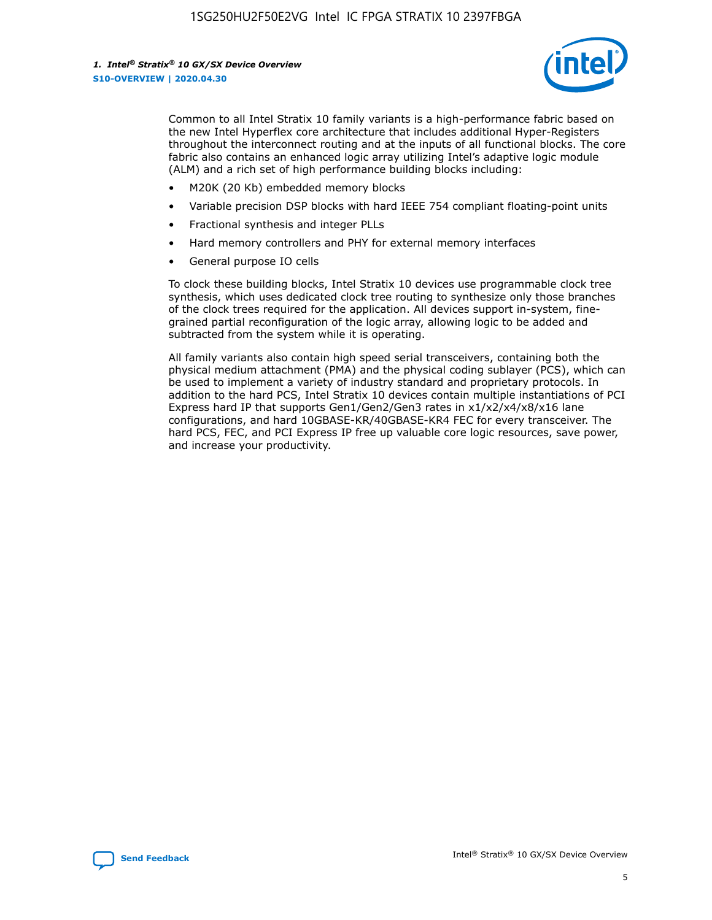Common to all Intel Stratix 10 family variants is a high-performance fabric based on the new Intel Hyperflex core architecture that includes additional Hyper-Registers throughout the interconnect routing and at the inputs of all functional blocks. The core fabric also contains an enhanced logic array utilizing Intel's adaptive logic module (ALM) and a rich set of high performance building blocks including:

- M20K (20 Kb) embedded memory blocks
- Variable precision DSP blocks with hard IEEE 754 compliant floating-point units
- Fractional synthesis and integer PLLs
- Hard memory controllers and PHY for external memory interfaces
- General purpose IO cells

To clock these building blocks, Intel Stratix 10 devices use programmable clock tree synthesis, which uses dedicated clock tree routing to synthesize only those branches of the clock trees required for the application. All devices support in-system, fine-grained partial reconfiguration of the logic array, allowing logic to be added and subtracted from the system while it is operating.

All family variants also contain high speed serial transceivers, containing both the physical medium attachment (PMA) and the physical coding sublayer (PCS), which can be used to implement a variety of industry standard and proprietary protocols. In addition to the hard PCS, Intel Stratix 10 devices contain multiple instantiations of PCI Express hard IP that supports Gen1/Gen2/Gen3 rates in x1/x2/x4/x8/x16 lane configurations, and hard 10GBASE-KR/40GBASE-KR4 FEC for every transceiver. The hard PCS, FEC, and PCI Express IP free up valuable core logic resources, save power, and increase your productivity.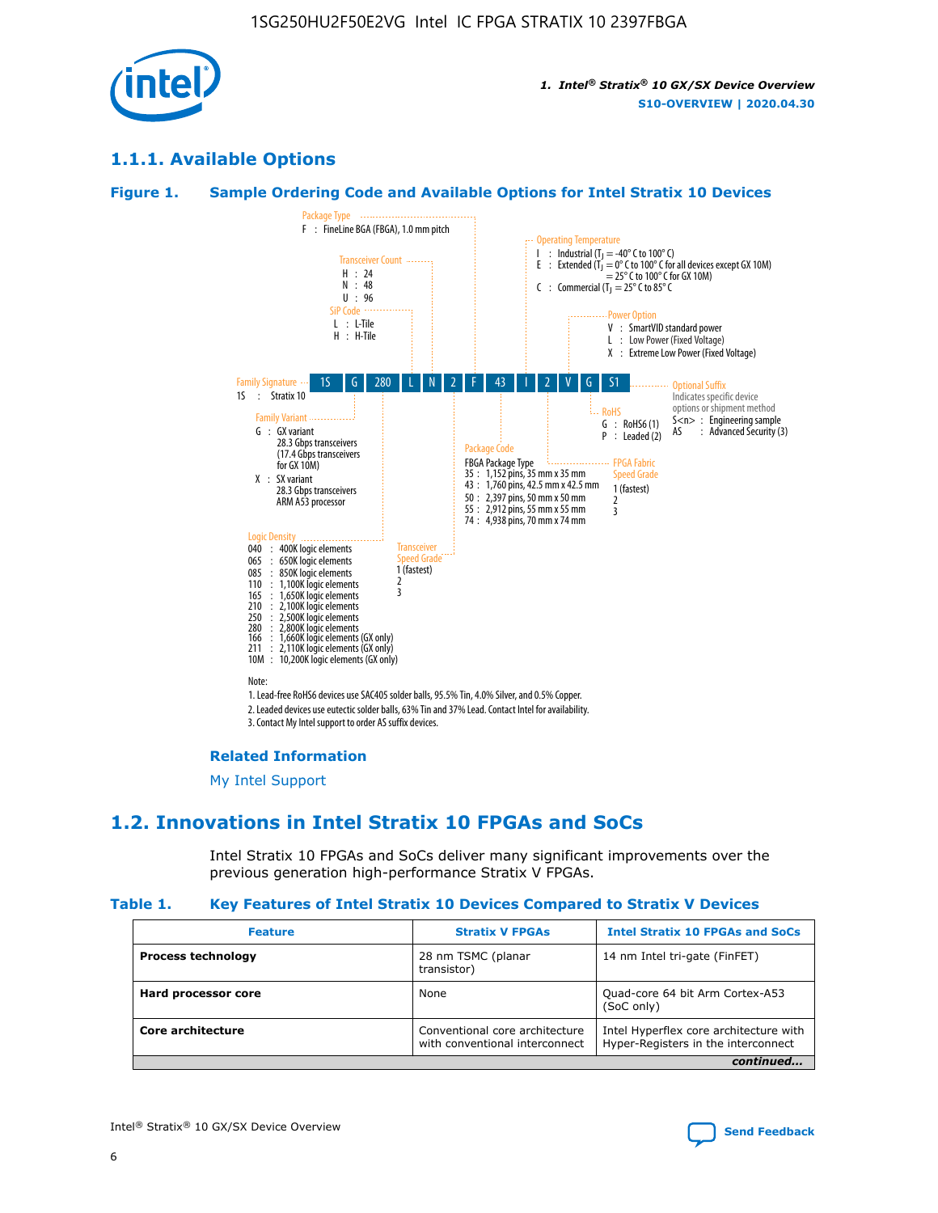## 1.1.1. Available Options

### Figure 1. Sample Ordering Code and Available Options for Intel Stratix 10 Devices

| 1S | G | 280 | L | N | 2 | F | 43 | I | 2 | V | G | S1 |
|---|---|---|---|---|---|---|---|---|---|---|---|---|

**Family Signature**
1S : Stratix 10

**Family Variant**
G : GX variant
28.3 Gbps transceivers
(17.4 Gbps transceivers for GX 10M)
X : SX variant
28.3 Gbps transceivers
ARM A53 processor

**Logic Density**
040 : 400K logic elements
065 : 650K logic elements
085 : 850K logic elements
110 : 1,100K logic elements
165 : 1,650K logic elements
210 : 2,100K logic elements
250 : 2,500K logic elements
280 : 2,800K logic elements
166 : 1,660K logic elements (GX only)
211 : 2,110K logic elements (GX only)
10M : 10,200K logic elements (GX only)

**SiP Code**
L : L-Tile
H : H-Tile

**Transceiver Count**
H : 24
N : 48
U : 96

**Transceiver Speed Grade**
1 (fastest)
2
3

**Package Type**
F : FineLine BGA (FBGA), 1.0 mm pitch

**Package Code**
FBGA Package Type
35 : 1,152 pins, 35 mm x 35 mm
43 : 1,760 pins, 42.5 mm x 42.5 mm
50 : 2,397 pins, 50 mm x 50 mm
55 : 2,912 pins, 55 mm x 55 mm
74 : 4,938 pins, 70 mm x 74 mm

**Operating Temperature**
I : Industrial ($T_J$ = -40° C to 100° C)
E : Extended ($T_J$ = 0° C to 100° C for all devices except GX 10M)
= 25° C to 100° C for GX 10M)
C : Commercial ($T_J$ = 25° C to 85° C

**FPGA Fabric Speed Grade**
1 (fastest)
2
3

**Power Option**
V : SmartVID standard power
L : Low Power (Fixed Voltage)
X : Extreme Low Power (Fixed Voltage)

**RoHS**
G : RoHS6 (1)
P : Leaded (2)

**Optional Suffix**
Indicates specific device options or shipment method
S<n> : Engineering sample
AS : Advanced Security (3)

Note:
1. Lead-free RoHS6 devices use SAC405 solder balls, 95.5% Tin, 4.0% Silver, and 0.5% Copper.
2. Leaded devices use eutectic solder balls, 63% Tin and 37% Lead. Contact Intel for availability.
3. Contact My Intel support to order AS suffix devices.

#### Related Information

My Intel Support

## 1.2. Innovations in Intel Stratix 10 FPGAs and SoCs

Intel Stratix 10 FPGAs and SoCs deliver many significant improvements over the previous generation high-performance Stratix V FPGAs.

### Table 1. Key Features of Intel Stratix 10 Devices Compared to Stratix V Devices

| Feature | Stratix V FPGAs | Intel Stratix 10 FPGAs and SoCs |
|---|---|---|
| **Process technology** | 28 nm TSMC (planar transistor) | 14 nm Intel tri-gate (FinFET) |
| **Hard processor core** | None | Quad-core 64 bit Arm Cortex-A53 (SoC only) |
| **Core architecture** | Conventional core architecture with conventional interconnect | Intel Hyperflex core architecture with Hyper-Registers in the interconnect |

*continued...*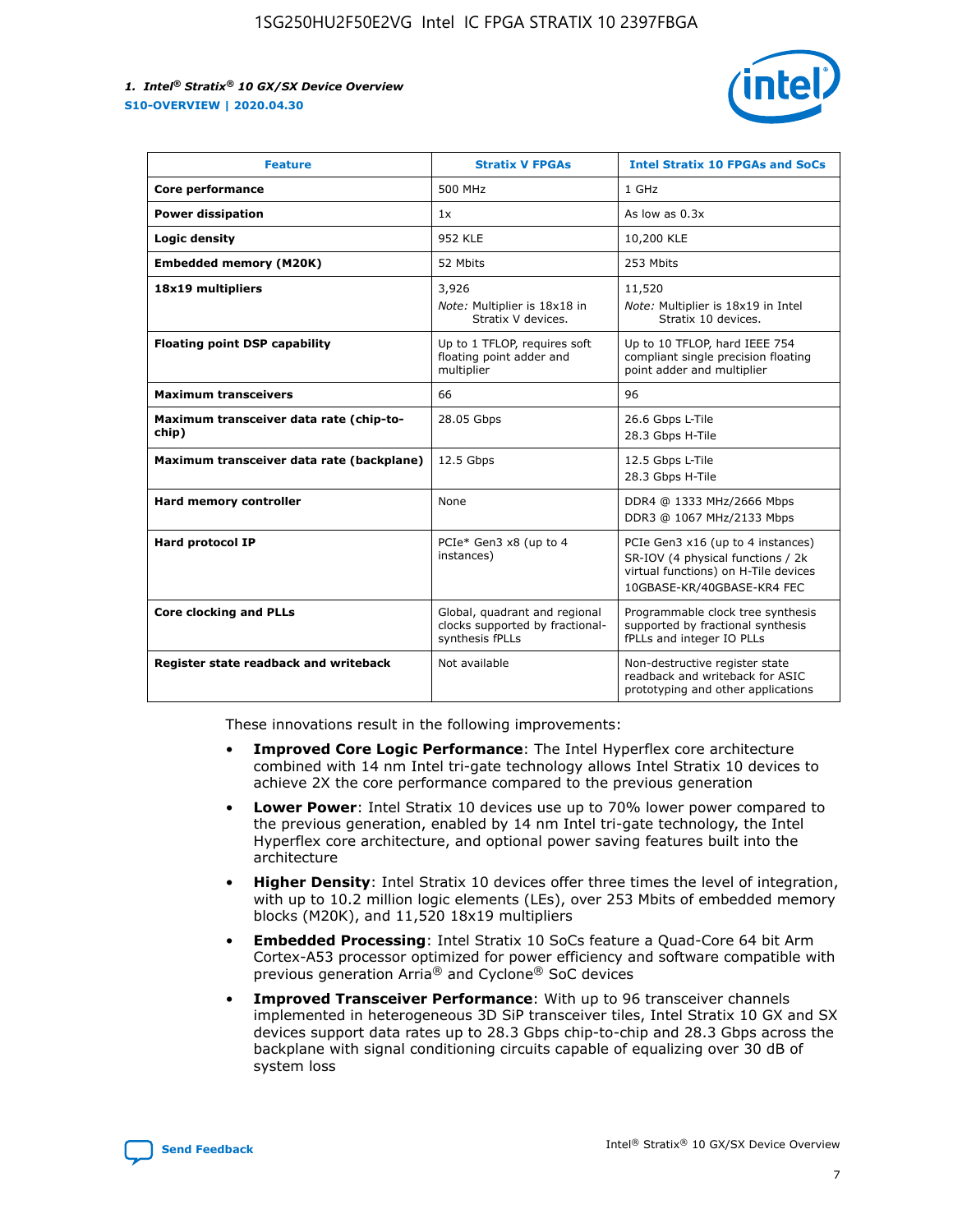| Feature | Stratix V FPGAs | Intel Stratix 10 FPGAs and SoCs |
|---|---|---|
| **Core performance** | 500 MHz | 1 GHz |
| **Power dissipation** | 1x | As low as 0.3x |
| **Logic density** | 952 KLE | 10,200 KLE |
| **Embedded memory (M20K)** | 52 Mbits | 253 Mbits |
| **18x19 multipliers** | 3,926<br>*Note:* Multiplier is 18x18 in Stratix V devices. | 11,520<br>*Note:* Multiplier is 18x19 in Intel Stratix 10 devices. |
| **Floating point DSP capability** | Up to 1 TFLOP, requires soft floating point adder and multiplier | Up to 10 TFLOP, hard IEEE 754 compliant single precision floating point adder and multiplier |
| **Maximum transceivers** | 66 | 96 |
| **Maximum transceiver data rate (chip-to-chip)** | 28.05 Gbps | 26.6 Gbps L-Tile<br>28.3 Gbps H-Tile |
| **Maximum transceiver data rate (backplane)** | 12.5 Gbps | 12.5 Gbps L-Tile<br>28.3 Gbps H-Tile |
| **Hard memory controller** | None | DDR4 @ 1333 MHz/2666 Mbps<br>DDR3 @ 1067 MHz/2133 Mbps |
| **Hard protocol IP** | PCIe* Gen3 x8 (up to 4 instances) | PCIe Gen3 x16 (up to 4 instances)<br>SR-IOV (4 physical functions / 2k virtual functions) on H-Tile devices<br>10GBASE-KR/40GBASE-KR4 FEC |
| **Core clocking and PLLs** | Global, quadrant and regional clocks supported by fractional-synthesis fPLLs | Programmable clock tree synthesis supported by fractional synthesis fPLLs and integer IO PLLs |
| **Register state readback and writeback** | Not available | Non-destructive register state readback and writeback for ASIC prototyping and other applications |

These innovations result in the following improvements:

- **Improved Core Logic Performance**: The Intel Hyperflex core architecture combined with 14 nm Intel tri-gate technology allows Intel Stratix 10 devices to achieve 2X the core performance compared to the previous generation
- **Lower Power**: Intel Stratix 10 devices use up to 70% lower power compared to the previous generation, enabled by 14 nm Intel tri-gate technology, the Intel Hyperflex core architecture, and optional power saving features built into the architecture
- **Higher Density**: Intel Stratix 10 devices offer three times the level of integration, with up to 10.2 million logic elements (LEs), over 253 Mbits of embedded memory blocks (M20K), and 11,520 18x19 multipliers
- **Embedded Processing**: Intel Stratix 10 SoCs feature a Quad-Core 64 bit Arm Cortex-A53 processor optimized for power efficiency and software compatible with previous generation Arria® and Cyclone® SoC devices
- **Improved Transceiver Performance**: With up to 96 transceiver channels implemented in heterogeneous 3D SiP transceiver tiles, Intel Stratix 10 GX and SX devices support data rates up to 28.3 Gbps chip-to-chip and 28.3 Gbps across the backplane with signal conditioning circuits capable of equalizing over 30 dB of system loss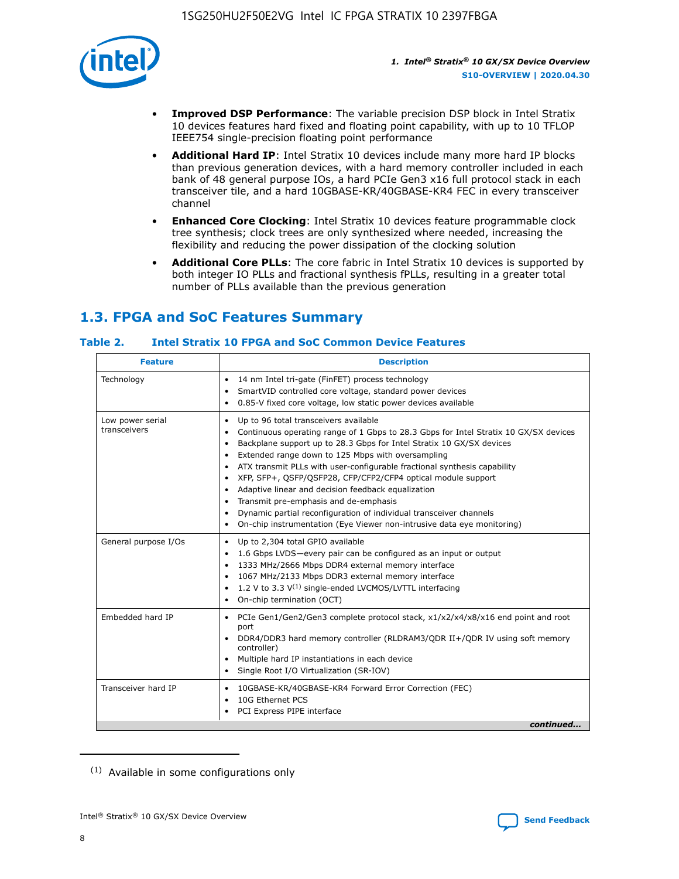- **Improved DSP Performance**: The variable precision DSP block in Intel Stratix 10 devices features hard fixed and floating point capability, with up to 10 TFLOP IEEE754 single-precision floating point performance
- **Additional Hard IP**: Intel Stratix 10 devices include many more hard IP blocks than previous generation devices, with a hard memory controller included in each bank of 48 general purpose IOs, a hard PCIe Gen3 x16 full protocol stack in each transceiver tile, and a hard 10GBASE-KR/40GBASE-KR4 FEC in every transceiver channel
- **Enhanced Core Clocking**: Intel Stratix 10 devices feature programmable clock tree synthesis; clock trees are only synthesized where needed, increasing the flexibility and reducing the power dissipation of the clocking solution
- **Additional Core PLLs**: The core fabric in Intel Stratix 10 devices is supported by both integer IO PLLs and fractional synthesis fPLLs, resulting in a greater total number of PLLs available than the previous generation

## 1.3. FPGA and SoC Features Summary

### Table 2. Intel Stratix 10 FPGA and SoC Common Device Features

| Feature | Description |
|---|---|
| Technology | • 14 nm Intel tri-gate (FinFET) process technology<br>• SmartVID controlled core voltage, standard power devices<br>• 0.85-V fixed core voltage, low static power devices available |
| Low power serial transceivers | • Up to 96 total transceivers available<br>• Continuous operating range of 1 Gbps to 28.3 Gbps for Intel Stratix 10 GX/SX devices<br>• Backplane support up to 28.3 Gbps for Intel Stratix 10 GX/SX devices<br>• Extended range down to 125 Mbps with oversampling<br>• ATX transmit PLLs with user-configurable fractional synthesis capability<br>• XFP, SFP+, QSFP/QSFP28, CFP/CFP2/CFP4 optical module support<br>• Adaptive linear and decision feedback equalization<br>• Transmit pre-emphasis and de-emphasis<br>• Dynamic partial reconfiguration of individual transceiver channels<br>• On-chip instrumentation (Eye Viewer non-intrusive data eye monitoring) |
| General purpose I/Os | • Up to 2,304 total GPIO available<br>• 1.6 Gbps LVDS—every pair can be configured as an input or output<br>• 1333 MHz/2666 Mbps DDR4 external memory interface<br>• 1067 MHz/2133 Mbps DDR3 external memory interface<br>• 1.2 V to 3.3 V[(1)] single-ended LVCMOS/LVTTL interfacing<br>• On-chip termination (OCT) |
| Embedded hard IP | • PCIe Gen1/Gen2/Gen3 complete protocol stack, x1/x2/x4/x8/x16 end point and root port<br>• DDR4/DDR3 hard memory controller (RLDRAM3/QDR II+/QDR IV using soft memory controller)<br>• Multiple hard IP instantiations in each device<br>• Single Root I/O Virtualization (SR-IOV) |
| Transceiver hard IP | • 10GBASE-KR/40GBASE-KR4 Forward Error Correction (FEC)<br>• 10G Ethernet PCS<br>• PCI Express PIPE interface |

*continued...*

(1) Available in some configurations only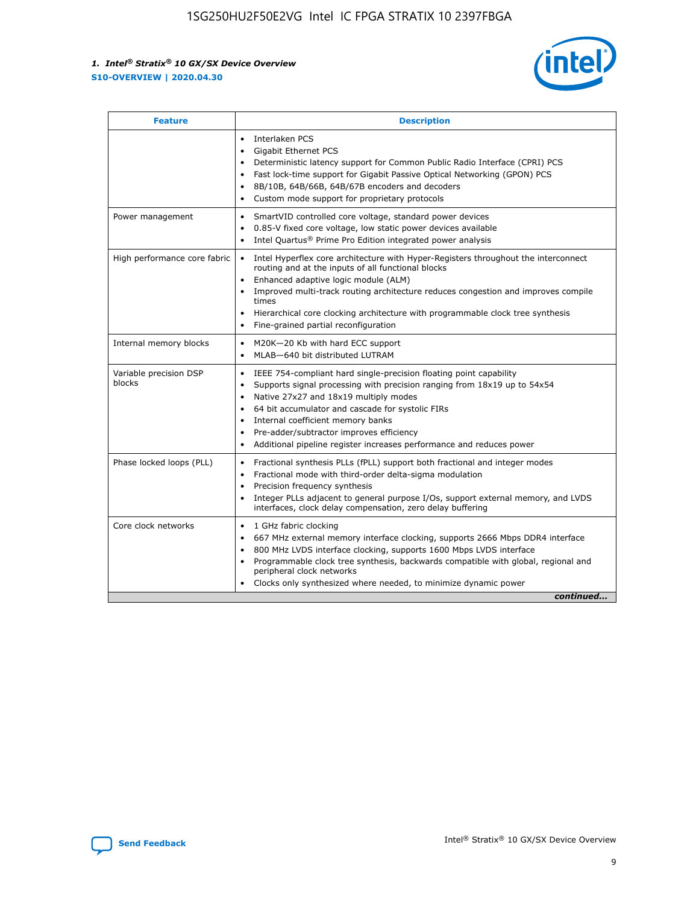| Feature | Description |
| --- | --- |
| | • Interlaken PCS<br>• Gigabit Ethernet PCS<br>• Deterministic latency support for Common Public Radio Interface (CPRI) PCS<br>• Fast lock-time support for Gigabit Passive Optical Networking (GPON) PCS<br>• 8B/10B, 64B/66B, 64B/67B encoders and decoders<br>• Custom mode support for proprietary protocols |
| Power management | • SmartVID controlled core voltage, standard power devices<br>• 0.85-V fixed core voltage, low static power devices available<br>• Intel Quartus® Prime Pro Edition integrated power analysis |
| High performance core fabric | • Intel Hyperflex core architecture with Hyper-Registers throughout the interconnect routing and at the inputs of all functional blocks<br>• Enhanced adaptive logic module (ALM)<br>• Improved multi-track routing architecture reduces congestion and improves compile times<br>• Hierarchical core clocking architecture with programmable clock tree synthesis<br>• Fine-grained partial reconfiguration |
| Internal memory blocks | • M20K—20 Kb with hard ECC support<br>• MLAB—640 bit distributed LUTRAM |
| Variable precision DSP blocks | • IEEE 754-compliant hard single-precision floating point capability<br>• Supports signal processing with precision ranging from 18x19 up to 54x54<br>• Native 27x27 and 18x19 multiply modes<br>• 64 bit accumulator and cascade for systolic FIRs<br>• Internal coefficient memory banks<br>• Pre-adder/subtractor improves efficiency<br>• Additional pipeline register increases performance and reduces power |
| Phase locked loops (PLL) | • Fractional synthesis PLLs (fPLL) support both fractional and integer modes<br>• Fractional mode with third-order delta-sigma modulation<br>• Precision frequency synthesis<br>• Integer PLLs adjacent to general purpose I/Os, support external memory, and LVDS interfaces, clock delay compensation, zero delay buffering |
| Core clock networks | • 1 GHz fabric clocking<br>• 667 MHz external memory interface clocking, supports 2666 Mbps DDR4 interface<br>• 800 MHz LVDS interface clocking, supports 1600 Mbps LVDS interface<br>• Programmable clock tree synthesis, backwards compatible with global, regional and peripheral clock networks<br>• Clocks only synthesized where needed, to minimize dynamic power |

*continued...*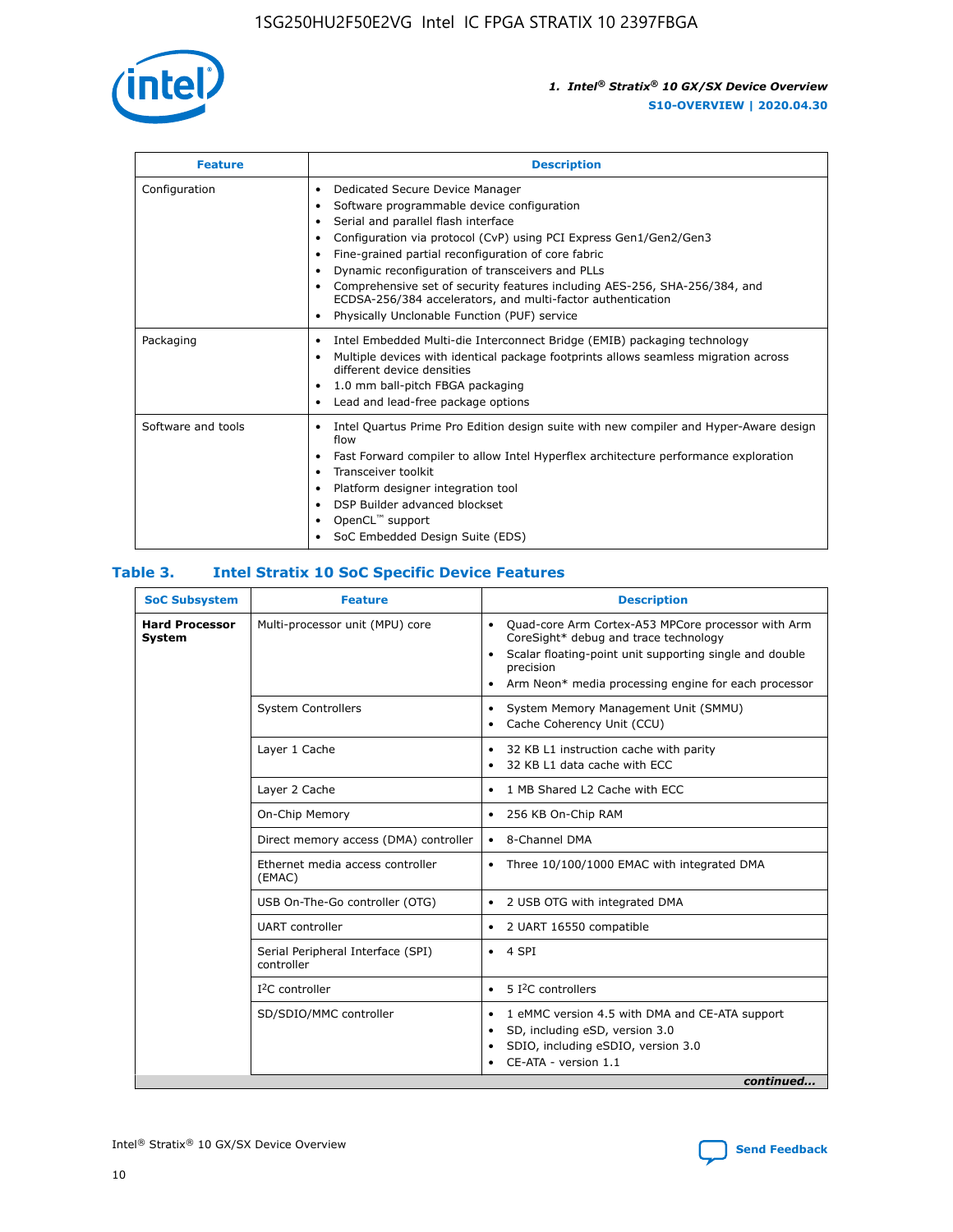| Feature | Description |
| --- | --- |
| Configuration | • Dedicated Secure Device Manager<br>• Software programmable device configuration<br>• Serial and parallel flash interface<br>• Configuration via protocol (CvP) using PCI Express Gen1/Gen2/Gen3<br>• Fine-grained partial reconfiguration of core fabric<br>• Dynamic reconfiguration of transceivers and PLLs<br>• Comprehensive set of security features including AES-256, SHA-256/384, and ECDSA-256/384 accelerators, and multi-factor authentication<br>• Physically Unclonable Function (PUF) service |
| Packaging | • Intel Embedded Multi-die Interconnect Bridge (EMIB) packaging technology<br>• Multiple devices with identical package footprints allows seamless migration across different device densities<br>• 1.0 mm ball-pitch FBGA packaging<br>• Lead and lead-free package options |
| Software and tools | • Intel Quartus Prime Pro Edition design suite with new compiler and Hyper-Aware design flow<br>• Fast Forward compiler to allow Intel Hyperflex architecture performance exploration<br>• Transceiver toolkit<br>• Platform designer integration tool<br>• DSP Builder advanced blockset<br>• OpenCL™ support<br>• SoC Embedded Design Suite (EDS) |

## Table 3. Intel Stratix 10 SoC Specific Device Features

| SoC Subsystem | Feature | Description |
| --- | --- | --- |
| **Hard Processor System** | Multi-processor unit (MPU) core | • Quad-core Arm Cortex-A53 MPCore processor with Arm CoreSight* debug and trace technology<br>• Scalar floating-point unit supporting single and double precision<br>• Arm Neon* media processing engine for each processor |
| | System Controllers | • System Memory Management Unit (SMMU)<br>• Cache Coherency Unit (CCU) |
| | Layer 1 Cache | • 32 KB L1 instruction cache with parity<br>• 32 KB L1 data cache with ECC |
| | Layer 2 Cache | • 1 MB Shared L2 Cache with ECC |
| | On-Chip Memory | • 256 KB On-Chip RAM |
| | Direct memory access (DMA) controller | • 8-Channel DMA |
| | Ethernet media access controller (EMAC) | • Three 10/100/1000 EMAC with integrated DMA |
| | USB On-The-Go controller (OTG) | • 2 USB OTG with integrated DMA |
| | UART controller | • 2 UART 16550 compatible |
| | Serial Peripheral Interface (SPI) controller | • 4 SPI |
| | I²C controller | • 5 I²C controllers |
| | SD/SDIO/MMC controller | • 1 eMMC version 4.5 with DMA and CE-ATA support<br>• SD, including eSD, version 3.0<br>• SDIO, including eSDIO, version 3.0<br>• CE-ATA - version 1.1 |

*continued...*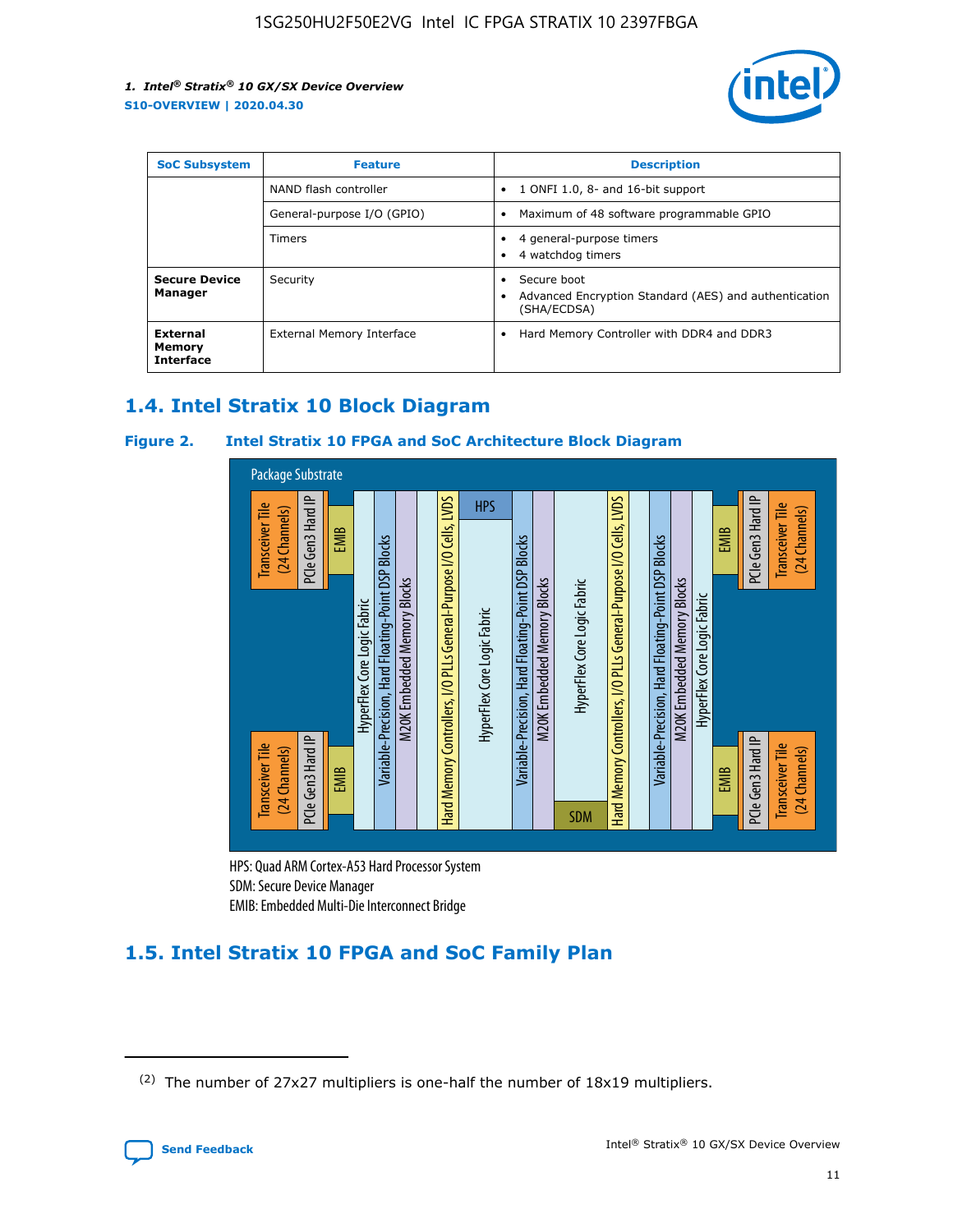| SoC Subsystem | Feature | Description |
| --- | --- | --- |
| | NAND flash controller | • 1 ONFI 1.0, 8- and 16-bit support |
| | General-purpose I/O (GPIO) | • Maximum of 48 software programmable GPIO |
| | Timers | • 4 general-purpose timers<br>• 4 watchdog timers |
| **Secure Device Manager** | Security | • Secure boot<br>• Advanced Encryption Standard (AES) and authentication (SHA/ECDSA) |
| **External Memory Interface** | External Memory Interface | • Hard Memory Controller with DDR4 and DDR3 |

## 1.4. Intel Stratix 10 Block Diagram

### Figure 2. Intel Stratix 10 FPGA and SoC Architecture Block Diagram

Package Substrate

Transceiver Tile (24 Channels) | PCIe Gen3 Hard IP | EMIB | HyperFlex Core Logic Fabric | Variable-Precision, Hard Floating-Point DSP Blocks | M20K Embedded Memory Blocks | Hard Memory Controllers, I/O PLLs General-Purpose I/O Cells, LVDS | HPS | HyperFlex Core Logic Fabric | Variable-Precision, Hard Floating-Point DSP Blocks | M20K Embedded Memory Blocks | HyperFlex Core Logic Fabric | SDM | Hard Memory Controllers, I/O PLLs General-Purpose I/O Cells, LVDS | Variable-Precision, Hard Floating-Point DSP Blocks | M20K Embedded Memory Blocks | HyperFlex Core Logic Fabric | EMIB | PCIe Gen3 Hard IP | Transceiver Tile (24 Channels)

HPS: Quad ARM Cortex-A53 Hard Processor System
SDM: Secure Device Manager
EMIB: Embedded Multi-Die Interconnect Bridge

## 1.5. Intel Stratix 10 FPGA and SoC Family Plan

---

(2) The number of 27x27 multipliers is one-half the number of 18x19 multipliers.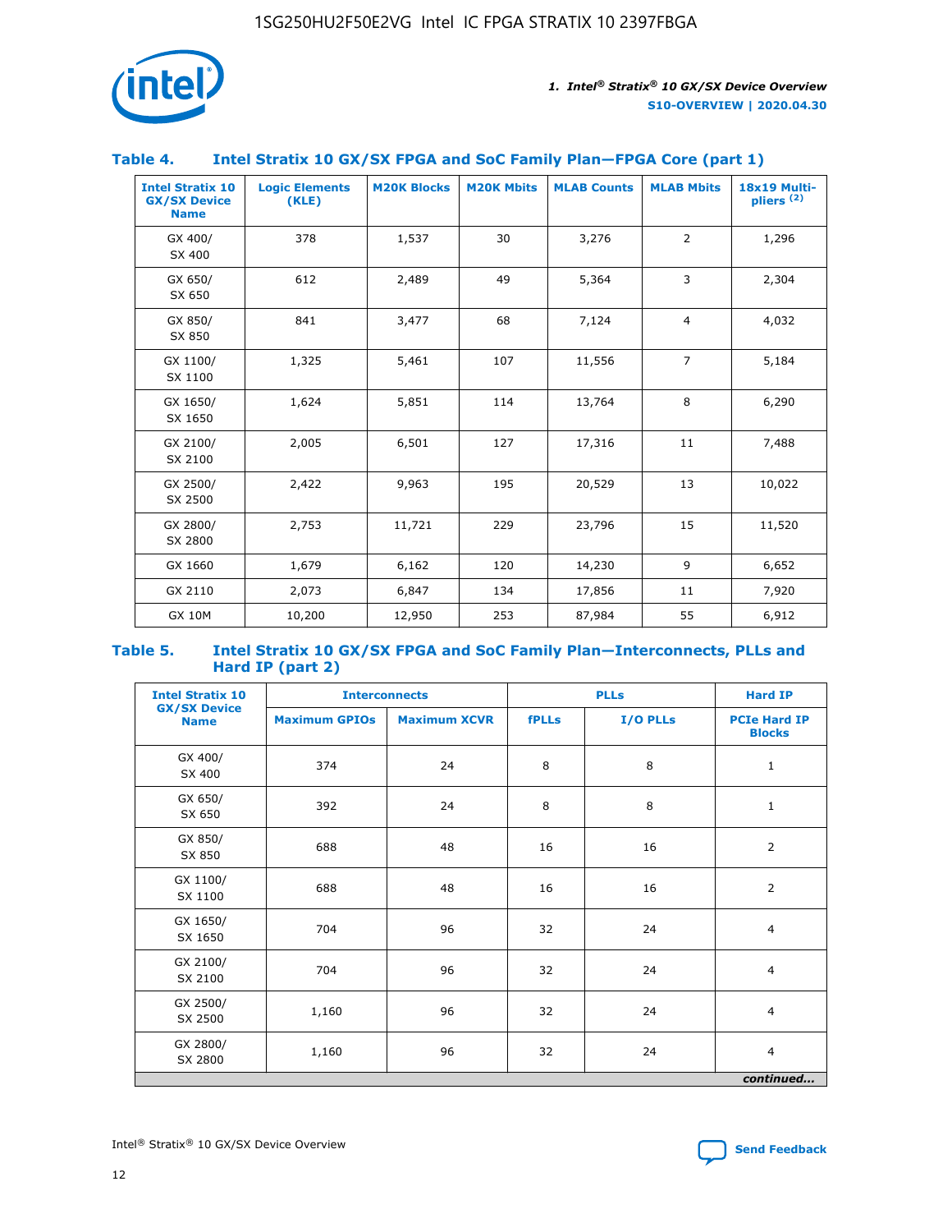### Table 4. Intel Stratix 10 GX/SX FPGA and SoC Family Plan—FPGA Core (part 1)

| Intel Stratix 10 GX/SX Device Name | Logic Elements (KLE) | M20K Blocks | M20K Mbits | MLAB Counts | MLAB Mbits | 18x19 Multipliers [(2)] |
|---|---|---|---|---|---|---|
| GX 400/ SX 400 | 378 | 1,537 | 30 | 3,276 | 2 | 1,296 |
| GX 650/ SX 650 | 612 | 2,489 | 49 | 5,364 | 3 | 2,304 |
| GX 850/ SX 850 | 841 | 3,477 | 68 | 7,124 | 4 | 4,032 |
| GX 1100/ SX 1100 | 1,325 | 5,461 | 107 | 11,556 | 7 | 5,184 |
| GX 1650/ SX 1650 | 1,624 | 5,851 | 114 | 13,764 | 8 | 6,290 |
| GX 2100/ SX 2100 | 2,005 | 6,501 | 127 | 17,316 | 11 | 7,488 |
| GX 2500/ SX 2500 | 2,422 | 9,963 | 195 | 20,529 | 13 | 10,022 |
| GX 2800/ SX 2800 | 2,753 | 11,721 | 229 | 23,796 | 15 | 11,520 |
| GX 1660 | 1,679 | 6,162 | 120 | 14,230 | 9 | 6,652 |
| GX 2110 | 2,073 | 6,847 | 134 | 17,856 | 11 | 7,920 |
| GX 10M | 10,200 | 12,950 | 253 | 87,984 | 55 | 6,912 |

### Table 5. Intel Stratix 10 GX/SX FPGA and SoC Family Plan—Interconnects, PLLs and Hard IP (part 2)

| Intel Stratix 10 GX/SX Device Name | Interconnects | | PLLs | | Hard IP |
|---|---|---|---|---|---|
| | Maximum GPIOs | Maximum XCVR | fPLLs | I/O PLLs | PCIe Hard IP Blocks |
| GX 400/ SX 400 | 374 | 24 | 8 | 8 | 1 |
| GX 650/ SX 650 | 392 | 24 | 8 | 8 | 1 |
| GX 850/ SX 850 | 688 | 48 | 16 | 16 | 2 |
| GX 1100/ SX 1100 | 688 | 48 | 16 | 16 | 2 |
| GX 1650/ SX 1650 | 704 | 96 | 32 | 24 | 4 |
| GX 2100/ SX 2100 | 704 | 96 | 32 | 24 | 4 |
| GX 2500/ SX 2500 | 1,160 | 96 | 32 | 24 | 4 |
| GX 2800/ SX 2800 | 1,160 | 96 | 32 | 24 | 4 |

*continued...*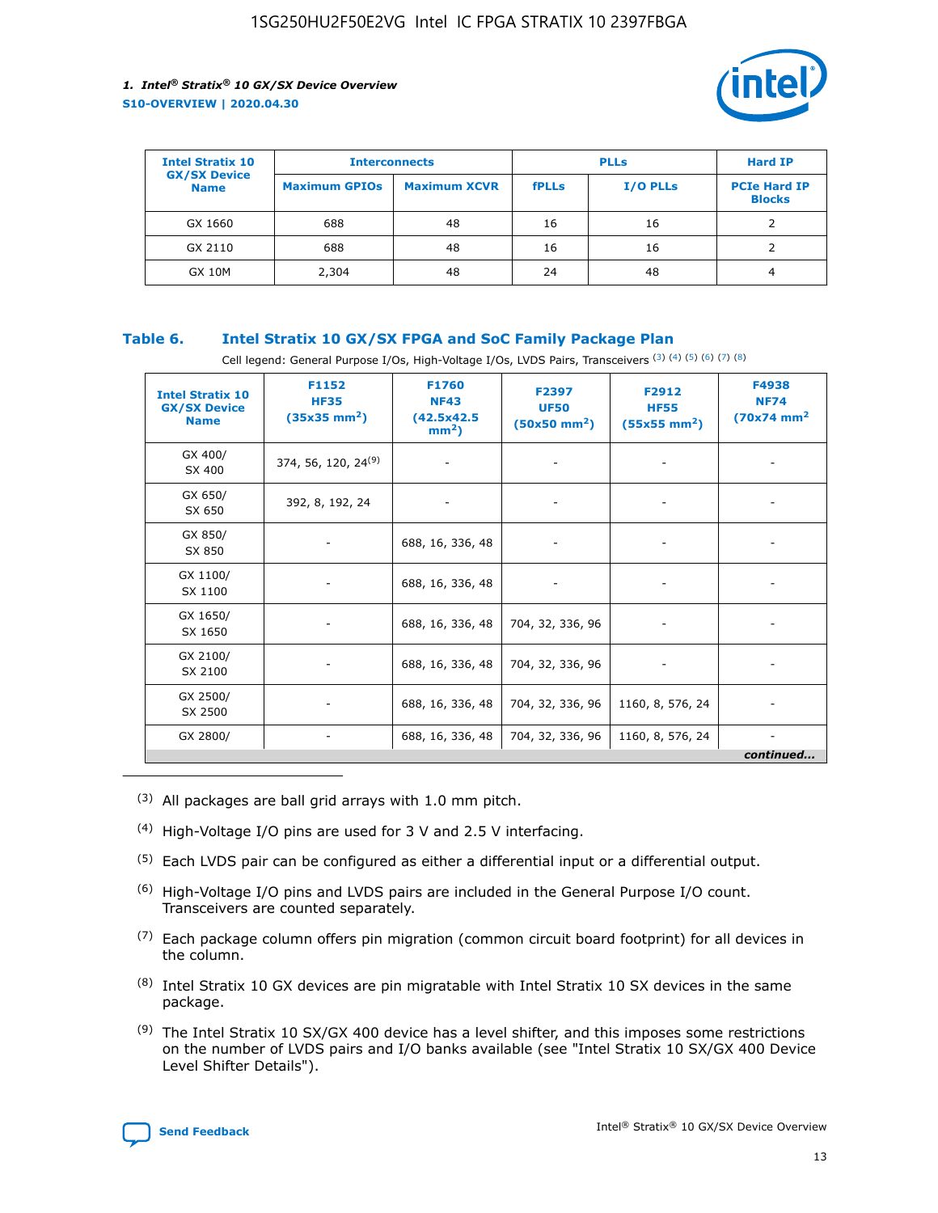| Intel Stratix 10 GX/SX Device Name | Interconnects | | PLLs | | Hard IP |
|---|---|---|---|---|---|
| | Maximum GPIOs | Maximum XCVR | fPLLs | I/O PLLs | PCIe Hard IP Blocks |
| GX 1660 | 688 | 48 | 16 | 16 | 2 |
| GX 2110 | 688 | 48 | 16 | 16 | 2 |
| GX 10M | 2,304 | 48 | 24 | 48 | 4 |

### Table 6. Intel Stratix 10 GX/SX FPGA and SoC Family Package Plan

Cell legend: General Purpose I/Os, High-Voltage I/Os, LVDS Pairs, Transceivers (3) (4) (5) (6) (7) (8)

| Intel Stratix 10 GX/SX Device Name | F1152 HF35 (35x35 mm$^2$) | F1760 NF43 (42.5x42.5 mm$^2$) | F2397 UF50 (50x50 mm$^2$) | F2912 HF55 (55x55 mm$^2$) | F4938 NF74 (70x74 mm$^2$) |
|---|---|---|---|---|---|
| GX 400/ SX 400 | 374, 56, 120, 24(9) | - | - | - | - |
| GX 650/ SX 650 | 392, 8, 192, 24 | - | - | - | - |
| GX 850/ SX 850 | - | 688, 16, 336, 48 | - | - | - |
| GX 1100/ SX 1100 | - | 688, 16, 336, 48 | - | - | - |
| GX 1650/ SX 1650 | - | 688, 16, 336, 48 | 704, 32, 336, 96 | - | - |
| GX 2100/ SX 2100 | - | 688, 16, 336, 48 | 704, 32, 336, 96 | - | - |
| GX 2500/ SX 2500 | - | 688, 16, 336, 48 | 704, 32, 336, 96 | 1160, 8, 576, 24 | - |
| GX 2800/ | - | 688, 16, 336, 48 | 704, 32, 336, 96 | 1160, 8, 576, 24 | - |

*continued...*

(3) All packages are ball grid arrays with 1.0 mm pitch.

(4) High-Voltage I/O pins are used for 3 V and 2.5 V interfacing.

(5) Each LVDS pair can be configured as either a differential input or a differential output.

(6) High-Voltage I/O pins and LVDS pairs are included in the General Purpose I/O count. Transceivers are counted separately.

(7) Each package column offers pin migration (common circuit board footprint) for all devices in the column.

(8) Intel Stratix 10 GX devices are pin migratable with Intel Stratix 10 SX devices in the same package.

(9) The Intel Stratix 10 SX/GX 400 device has a level shifter, and this imposes some restrictions on the number of LVDS pairs and I/O banks available (see "Intel Stratix 10 SX/GX 400 Device Level Shifter Details").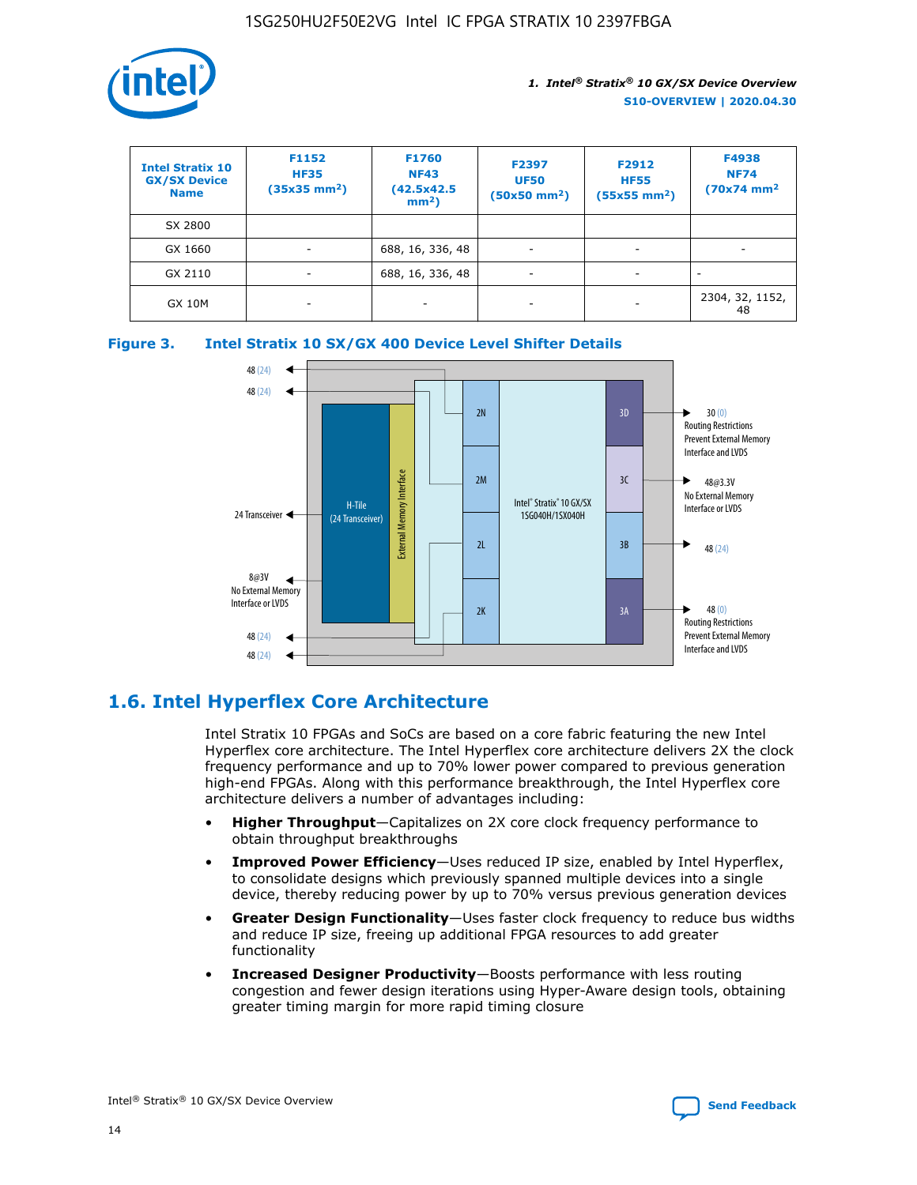| Intel Stratix 10 GX/SX Device Name | F1152 HF35 (35x35 mm²) | F1760 NF43 (42.5x42.5 mm²) | F2397 UF50 (50x50 mm²) | F2912 HF55 (55x55 mm²) | F4938 NF74 (70x74 mm² |
|---|---|---|---|---|---|
| SX 2800 | | | | | |
| GX 1660 | - | 688, 16, 336, 48 | - | - | - |
| GX 2110 | - | 688, 16, 336, 48 | - | - | - |
| GX 10M | - | - | - | - | 2304, 32, 1152, 48 |

**Figure 3. Intel Stratix 10 SX/GX 400 Device Level Shifter Details**

## 1.6. Intel Hyperflex Core Architecture

Intel Stratix 10 FPGAs and SoCs are based on a core fabric featuring the new Intel Hyperflex core architecture. The Intel Hyperflex core architecture delivers 2X the clock frequency performance and up to 70% lower power compared to previous generation high-end FPGAs. Along with this performance breakthrough, the Intel Hyperflex core architecture delivers a number of advantages including:

- **Higher Throughput**—Capitalizes on 2X core clock frequency performance to obtain throughput breakthroughs
- **Improved Power Efficiency**—Uses reduced IP size, enabled by Intel Hyperflex, to consolidate designs which previously spanned multiple devices into a single device, thereby reducing power by up to 70% versus previous generation devices
- **Greater Design Functionality**—Uses faster clock frequency to reduce bus widths and reduce IP size, freeing up additional FPGA resources to add greater functionality
- **Increased Designer Productivity**—Boosts performance with less routing congestion and fewer design iterations using Hyper-Aware design tools, obtaining greater timing margin for more rapid timing closure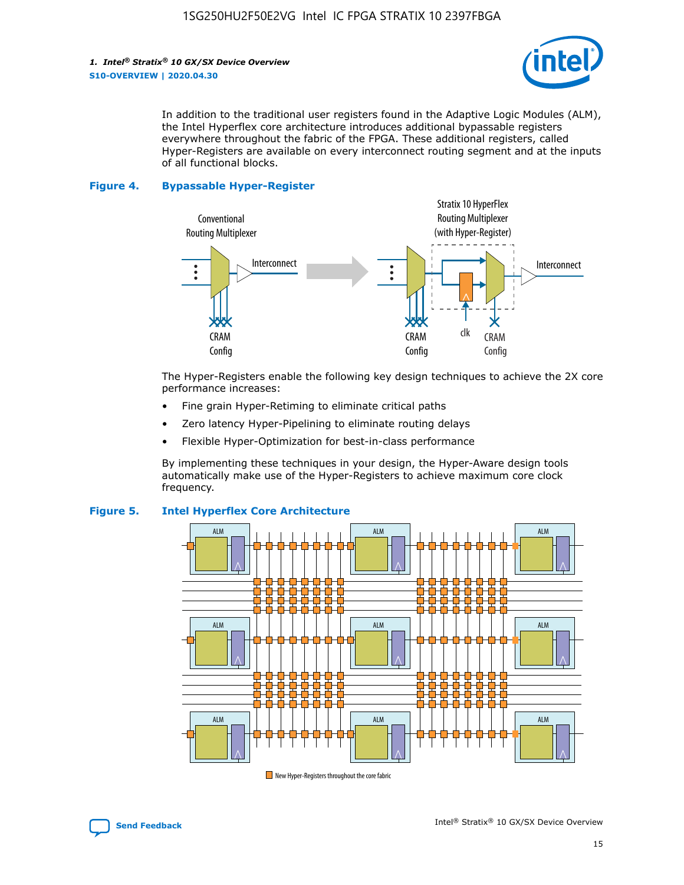In addition to the traditional user registers found in the Adaptive Logic Modules (ALM), the Intel Hyperflex core architecture introduces additional bypassable registers everywhere throughout the fabric of the FPGA. These additional registers, called Hyper-Registers are available on every interconnect routing segment and at the inputs of all functional blocks.

**Figure 4. Bypassable Hyper-Register**

The Hyper-Registers enable the following key design techniques to achieve the 2X core performance increases:

- Fine grain Hyper-Retiming to eliminate critical paths
- Zero latency Hyper-Pipelining to eliminate routing delays
- Flexible Hyper-Optimization for best-in-class performance

By implementing these techniques in your design, the Hyper-Aware design tools automatically make use of the Hyper-Registers to achieve maximum core clock frequency.

**Figure 5. Intel Hyperflex Core Architecture**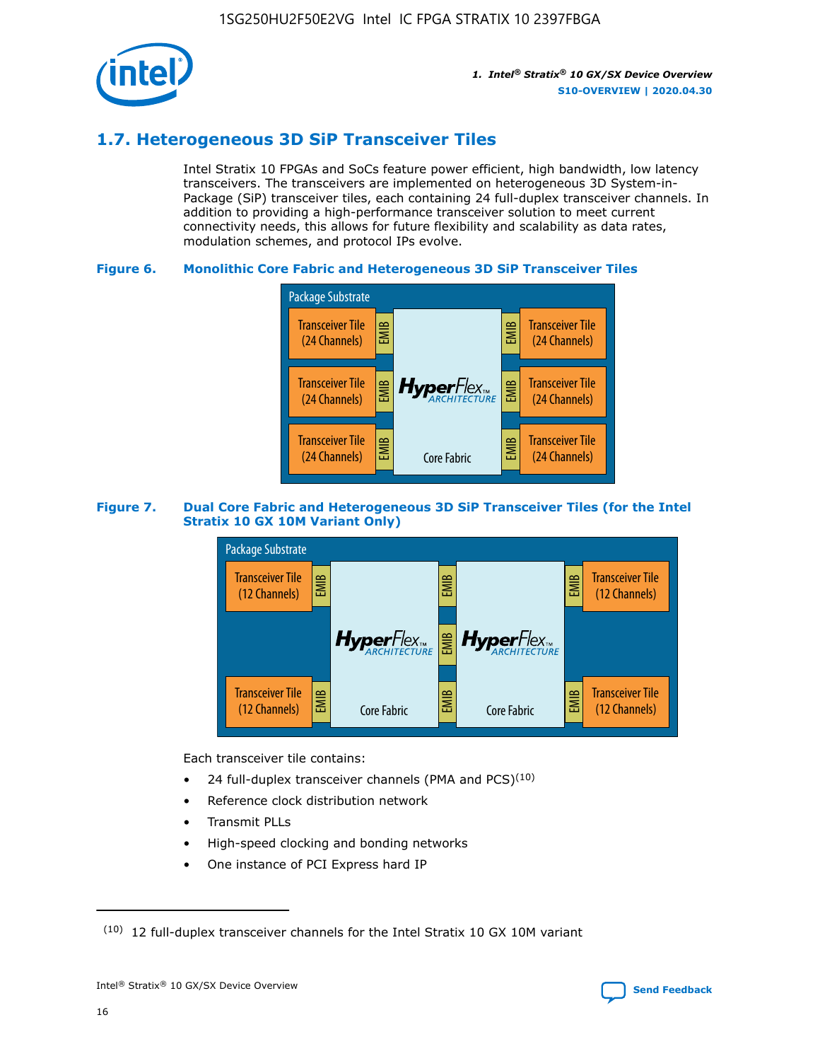## 1.7. Heterogeneous 3D SiP Transceiver Tiles

Intel Stratix 10 FPGAs and SoCs feature power efficient, high bandwidth, low latency transceivers. The transceivers are implemented on heterogeneous 3D System-in-Package (SiP) transceiver tiles, each containing 24 full-duplex transceiver channels. In addition to providing a high-performance transceiver solution to meet current connectivity needs, this allows for future flexibility and scalability as data rates, modulation schemes, and protocol IPs evolve.

**Figure 6. Monolithic Core Fabric and Heterogeneous 3D SiP Transceiver Tiles**

Package Substrate

Transceiver Tile (24 Channels) | EMIB | HyperFlex ARCHITECTURE Core Fabric | EMIB | Transceiver Tile (24 Channels)

Transceiver Tile (24 Channels) | EMIB | | EMIB | Transceiver Tile (24 Channels)

Transceiver Tile (24 Channels) | EMIB | | EMIB | Transceiver Tile (24 Channels)

**Figure 7. Dual Core Fabric and Heterogeneous 3D SiP Transceiver Tiles (for the Intel Stratix 10 GX 10M Variant Only)**

Package Substrate

Transceiver Tile (12 Channels) | EMIB | HyperFlex ARCHITECTURE Core Fabric | EMIB | HyperFlex ARCHITECTURE Core Fabric | EMIB | Transceiver Tile (12 Channels)

Transceiver Tile (12 Channels) | EMIB | | EMIB | | EMIB | Transceiver Tile (12 Channels)

Each transceiver tile contains:

- 24 full-duplex transceiver channels (PMA and PCS)[10]
- Reference clock distribution network
- Transmit PLLs
- High-speed clocking and bonding networks
- One instance of PCI Express hard IP

---

(10) 12 full-duplex transceiver channels for the Intel Stratix 10 GX 10M variant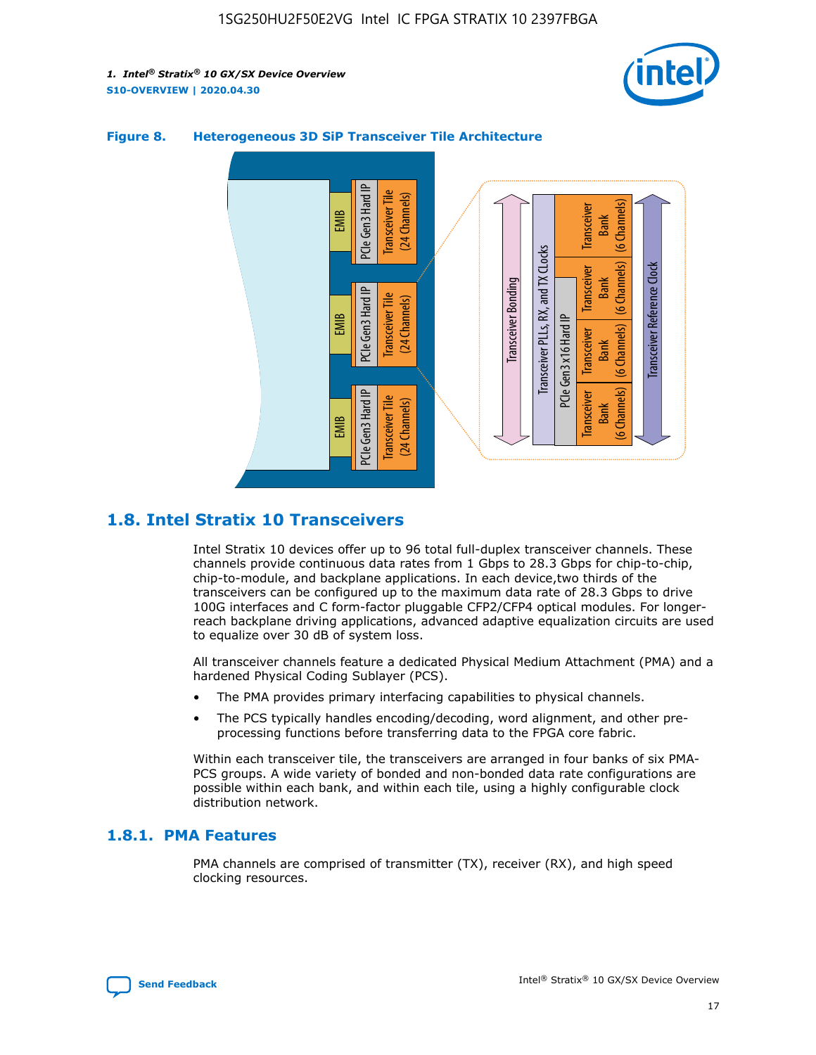**Figure 8. Heterogeneous 3D SiP Transceiver Tile Architecture**

## 1.8. Intel Stratix 10 Transceivers

Intel Stratix 10 devices offer up to 96 total full-duplex transceiver channels. These channels provide continuous data rates from 1 Gbps to 28.3 Gbps for chip-to-chip, chip-to-module, and backplane applications. In each device,two thirds of the transceivers can be configured up to the maximum data rate of 28.3 Gbps to drive 100G interfaces and C form-factor pluggable CFP2/CFP4 optical modules. For longer-reach backplane driving applications, advanced adaptive equalization circuits are used to equalize over 30 dB of system loss.

All transceiver channels feature a dedicated Physical Medium Attachment (PMA) and a hardened Physical Coding Sublayer (PCS).

- The PMA provides primary interfacing capabilities to physical channels.
- The PCS typically handles encoding/decoding, word alignment, and other pre-processing functions before transferring data to the FPGA core fabric.

Within each transceiver tile, the transceivers are arranged in four banks of six PMA-PCS groups. A wide variety of bonded and non-bonded data rate configurations are possible within each bank, and within each tile, using a highly configurable clock distribution network.

### 1.8.1. PMA Features

PMA channels are comprised of transmitter (TX), receiver (RX), and high speed clocking resources.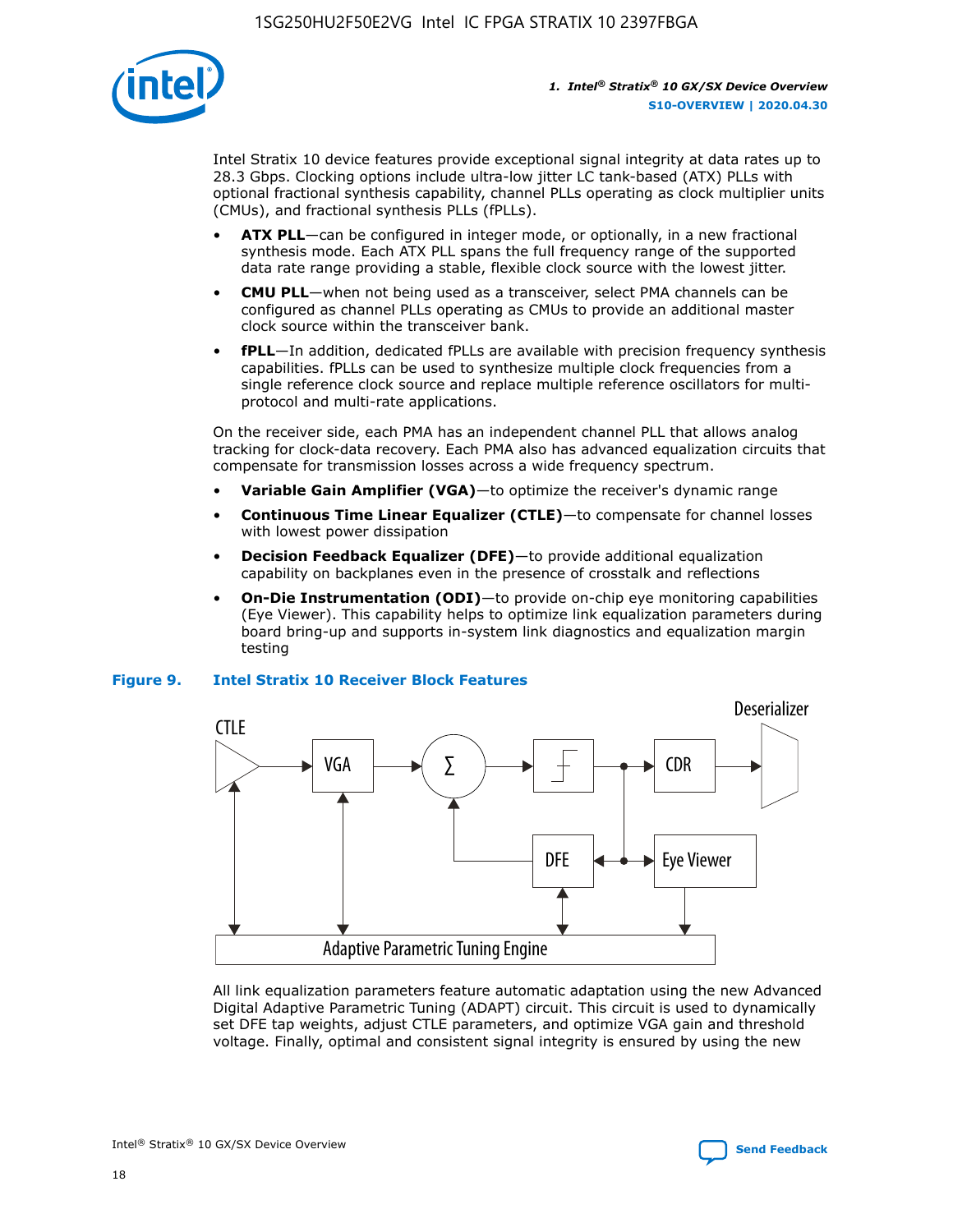Intel Stratix 10 device features provide exceptional signal integrity at data rates up to 28.3 Gbps. Clocking options include ultra-low jitter LC tank-based (ATX) PLLs with optional fractional synthesis capability, channel PLLs operating as clock multiplier units (CMUs), and fractional synthesis PLLs (fPLLs).

- **ATX PLL**—can be configured in integer mode, or optionally, in a new fractional synthesis mode. Each ATX PLL spans the full frequency range of the supported data rate range providing a stable, flexible clock source with the lowest jitter.
- **CMU PLL**—when not being used as a transceiver, select PMA channels can be configured as channel PLLs operating as CMUs to provide an additional master clock source within the transceiver bank.
- **fPLL**—In addition, dedicated fPLLs are available with precision frequency synthesis capabilities. fPLLs can be used to synthesize multiple clock frequencies from a single reference clock source and replace multiple reference oscillators for multi-protocol and multi-rate applications.

On the receiver side, each PMA has an independent channel PLL that allows analog tracking for clock-data recovery. Each PMA also has advanced equalization circuits that compensate for transmission losses across a wide frequency spectrum.

- **Variable Gain Amplifier (VGA)**—to optimize the receiver's dynamic range
- **Continuous Time Linear Equalizer (CTLE)**—to compensate for channel losses with lowest power dissipation
- **Decision Feedback Equalizer (DFE)**—to provide additional equalization capability on backplanes even in the presence of crosstalk and reflections
- **On-Die Instrumentation (ODI)**—to provide on-chip eye monitoring capabilities (Eye Viewer). This capability helps to optimize link equalization parameters during board bring-up and supports in-system link diagnostics and equalization margin testing

**Figure 9. Intel Stratix 10 Receiver Block Features**

All link equalization parameters feature automatic adaptation using the new Advanced Digital Adaptive Parametric Tuning (ADAPT) circuit. This circuit is used to dynamically set DFE tap weights, adjust CTLE parameters, and optimize VGA gain and threshold voltage. Finally, optimal and consistent signal integrity is ensured by using the new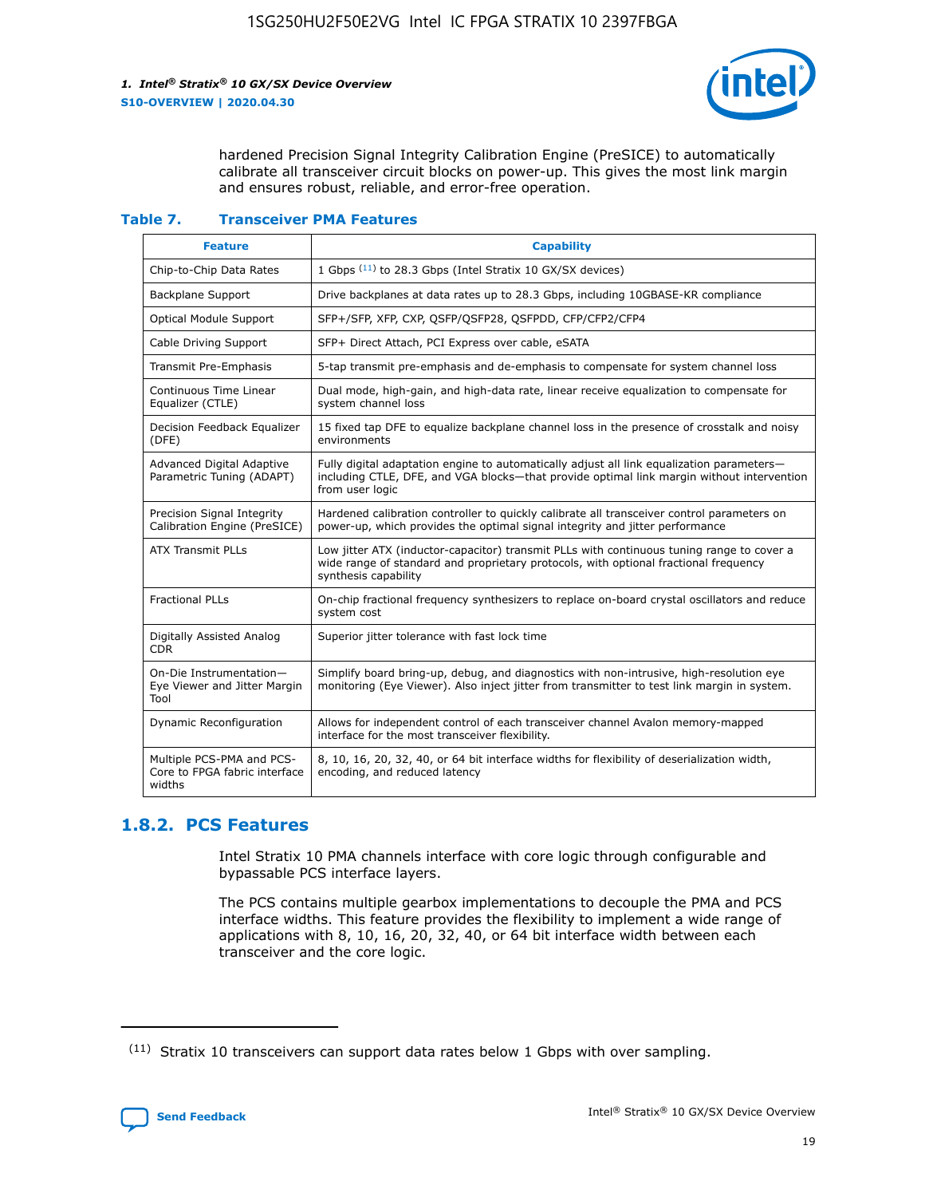hardened Precision Signal Integrity Calibration Engine (PreSICE) to automatically calibrate all transceiver circuit blocks on power-up. This gives the most link margin and ensures robust, reliable, and error-free operation.

**Table 7. Transceiver PMA Features**

| Feature | Capability |
|---|---|
| Chip-to-Chip Data Rates | 1 Gbps [11] to 28.3 Gbps (Intel Stratix 10 GX/SX devices) |
| Backplane Support | Drive backplanes at data rates up to 28.3 Gbps, including 10GBASE-KR compliance |
| Optical Module Support | SFP+/SFP, XFP, CXP, QSFP/QSFP28, QSFPDD, CFP/CFP2/CFP4 |
| Cable Driving Support | SFP+ Direct Attach, PCI Express over cable, eSATA |
| Transmit Pre-Emphasis | 5-tap transmit pre-emphasis and de-emphasis to compensate for system channel loss |
| Continuous Time Linear Equalizer (CTLE) | Dual mode, high-gain, and high-data rate, linear receive equalization to compensate for system channel loss |
| Decision Feedback Equalizer (DFE) | 15 fixed tap DFE to equalize backplane channel loss in the presence of crosstalk and noisy environments |
| Advanced Digital Adaptive Parametric Tuning (ADAPT) | Fully digital adaptation engine to automatically adjust all link equalization parameters—including CTLE, DFE, and VGA blocks—that provide optimal link margin without intervention from user logic |
| Precision Signal Integrity Calibration Engine (PreSICE) | Hardened calibration controller to quickly calibrate all transceiver control parameters on power-up, which provides the optimal signal integrity and jitter performance |
| ATX Transmit PLLs | Low jitter ATX (inductor-capacitor) transmit PLLs with continuous tuning range to cover a wide range of standard and proprietary protocols, with optional fractional frequency synthesis capability |
| Fractional PLLs | On-chip fractional frequency synthesizers to replace on-board crystal oscillators and reduce system cost |
| Digitally Assisted Analog CDR | Superior jitter tolerance with fast lock time |
| On-Die Instrumentation—Eye Viewer and Jitter Margin Tool | Simplify board bring-up, debug, and diagnostics with non-intrusive, high-resolution eye monitoring (Eye Viewer). Also inject jitter from transmitter to test link margin in system. |
| Dynamic Reconfiguration | Allows for independent control of each transceiver channel Avalon memory-mapped interface for the most transceiver flexibility. |
| Multiple PCS-PMA and PCS-Core to FPGA fabric interface widths | 8, 10, 16, 20, 32, 40, or 64 bit interface widths for flexibility of deserialization width, encoding, and reduced latency |

## 1.8.2. PCS Features

Intel Stratix 10 PMA channels interface with core logic through configurable and bypassable PCS interface layers.

The PCS contains multiple gearbox implementations to decouple the PMA and PCS interface widths. This feature provides the flexibility to implement a wide range of applications with 8, 10, 16, 20, 32, 40, or 64 bit interface width between each transceiver and the core logic.

[11] Stratix 10 transceivers can support data rates below 1 Gbps with over sampling.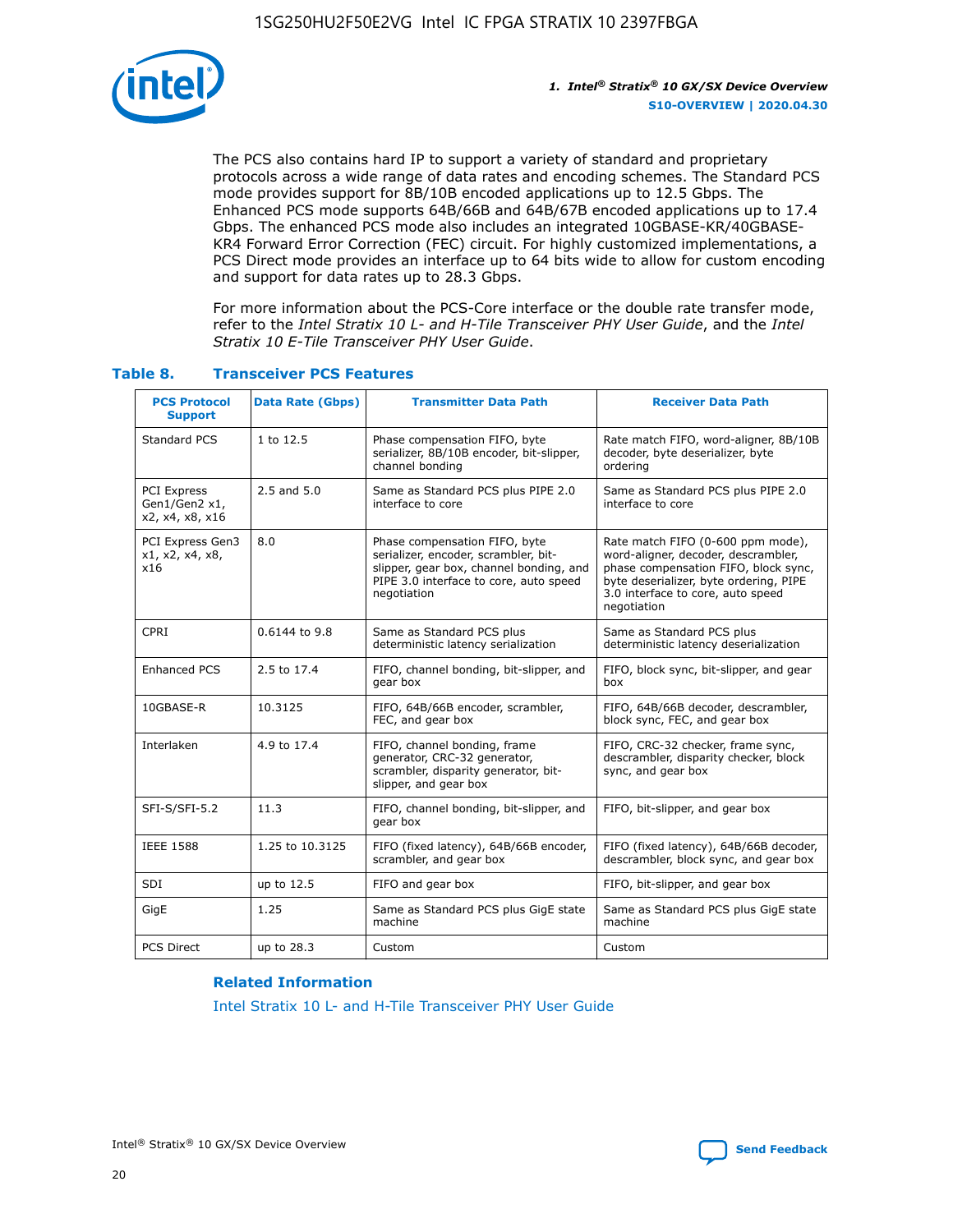The PCS also contains hard IP to support a variety of standard and proprietary protocols across a wide range of data rates and encoding schemes. The Standard PCS mode provides support for 8B/10B encoded applications up to 12.5 Gbps. The Enhanced PCS mode supports 64B/66B and 64B/67B encoded applications up to 17.4 Gbps. The enhanced PCS mode also includes an integrated 10GBASE-KR/40GBASE-KR4 Forward Error Correction (FEC) circuit. For highly customized implementations, a PCS Direct mode provides an interface up to 64 bits wide to allow for custom encoding and support for data rates up to 28.3 Gbps.

For more information about the PCS-Core interface or the double rate transfer mode, refer to the *Intel Stratix 10 L- and H-Tile Transceiver PHY User Guide*, and the *Intel Stratix 10 E-Tile Transceiver PHY User Guide*.

**Table 8. Transceiver PCS Features**

| PCS Protocol Support | Data Rate (Gbps) | Transmitter Data Path | Receiver Data Path |
|---|---|---|---|
| Standard PCS | 1 to 12.5 | Phase compensation FIFO, byte serializer, 8B/10B encoder, bit-slipper, channel bonding | Rate match FIFO, word-aligner, 8B/10B decoder, byte deserializer, byte ordering |
| PCI Express Gen1/Gen2 x1, x2, x4, x8, x16 | 2.5 and 5.0 | Same as Standard PCS plus PIPE 2.0 interface to core | Same as Standard PCS plus PIPE 2.0 interface to core |
| PCI Express Gen3 x1, x2, x4, x8, x16 | 8.0 | Phase compensation FIFO, byte serializer, encoder, scrambler, bit-slipper, gear box, channel bonding, and PIPE 3.0 interface to core, auto speed negotiation | Rate match FIFO (0-600 ppm mode), word-aligner, decoder, descrambler, phase compensation FIFO, block sync, byte deserializer, byte ordering, PIPE 3.0 interface to core, auto speed negotiation |
| CPRI | 0.6144 to 9.8 | Same as Standard PCS plus deterministic latency serialization | Same as Standard PCS plus deterministic latency deserialization |
| Enhanced PCS | 2.5 to 17.4 | FIFO, channel bonding, bit-slipper, and gear box | FIFO, block sync, bit-slipper, and gear box |
| 10GBASE-R | 10.3125 | FIFO, 64B/66B encoder, scrambler, FEC, and gear box | FIFO, 64B/66B decoder, descrambler, block sync, FEC, and gear box |
| Interlaken | 4.9 to 17.4 | FIFO, channel bonding, frame generator, CRC-32 generator, scrambler, disparity generator, bit-slipper, and gear box | FIFO, CRC-32 checker, frame sync, descrambler, disparity checker, block sync, and gear box |
| SFI-S/SFI-5.2 | 11.3 | FIFO, channel bonding, bit-slipper, and gear box | FIFO, bit-slipper, and gear box |
| IEEE 1588 | 1.25 to 10.3125 | FIFO (fixed latency), 64B/66B encoder, scrambler, and gear box | FIFO (fixed latency), 64B/66B decoder, descrambler, block sync, and gear box |
| SDI | up to 12.5 | FIFO and gear box | FIFO, bit-slipper, and gear box |
| GigE | 1.25 | Same as Standard PCS plus GigE state machine | Same as Standard PCS plus GigE state machine |
| PCS Direct | up to 28.3 | Custom | Custom |

**Related Information**

Intel Stratix 10 L- and H-Tile Transceiver PHY User Guide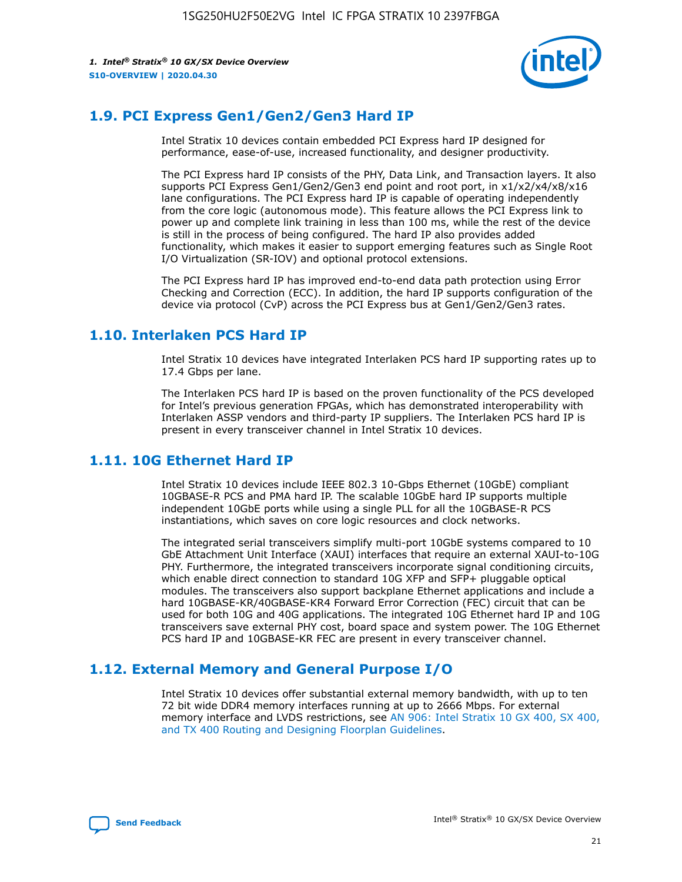## 1.9. PCI Express Gen1/Gen2/Gen3 Hard IP

Intel Stratix 10 devices contain embedded PCI Express hard IP designed for performance, ease-of-use, increased functionality, and designer productivity.

The PCI Express hard IP consists of the PHY, Data Link, and Transaction layers. It also supports PCI Express Gen1/Gen2/Gen3 end point and root port, in x1/x2/x4/x8/x16 lane configurations. The PCI Express hard IP is capable of operating independently from the core logic (autonomous mode). This feature allows the PCI Express link to power up and complete link training in less than 100 ms, while the rest of the device is still in the process of being configured. The hard IP also provides added functionality, which makes it easier to support emerging features such as Single Root I/O Virtualization (SR-IOV) and optional protocol extensions.

The PCI Express hard IP has improved end-to-end data path protection using Error Checking and Correction (ECC). In addition, the hard IP supports configuration of the device via protocol (CvP) across the PCI Express bus at Gen1/Gen2/Gen3 rates.

## 1.10. Interlaken PCS Hard IP

Intel Stratix 10 devices have integrated Interlaken PCS hard IP supporting rates up to 17.4 Gbps per lane.

The Interlaken PCS hard IP is based on the proven functionality of the PCS developed for Intel's previous generation FPGAs, which has demonstrated interoperability with Interlaken ASSP vendors and third-party IP suppliers. The Interlaken PCS hard IP is present in every transceiver channel in Intel Stratix 10 devices.

## 1.11. 10G Ethernet Hard IP

Intel Stratix 10 devices include IEEE 802.3 10-Gbps Ethernet (10GbE) compliant 10GBASE-R PCS and PMA hard IP. The scalable 10GbE hard IP supports multiple independent 10GbE ports while using a single PLL for all the 10GBASE-R PCS instantiations, which saves on core logic resources and clock networks.

The integrated serial transceivers simplify multi-port 10GbE systems compared to 10 GbE Attachment Unit Interface (XAUI) interfaces that require an external XAUI-to-10G PHY. Furthermore, the integrated transceivers incorporate signal conditioning circuits, which enable direct connection to standard 10G XFP and SFP+ pluggable optical modules. The transceivers also support backplane Ethernet applications and include a hard 10GBASE-KR/40GBASE-KR4 Forward Error Correction (FEC) circuit that can be used for both 10G and 40G applications. The integrated 10G Ethernet hard IP and 10G transceivers save external PHY cost, board space and system power. The 10G Ethernet PCS hard IP and 10GBASE-KR FEC are present in every transceiver channel.

## 1.12. External Memory and General Purpose I/O

Intel Stratix 10 devices offer substantial external memory bandwidth, with up to ten 72 bit wide DDR4 memory interfaces running at up to 2666 Mbps. For external memory interface and LVDS restrictions, see AN 906: Intel Stratix 10 GX 400, SX 400, and TX 400 Routing and Designing Floorplan Guidelines.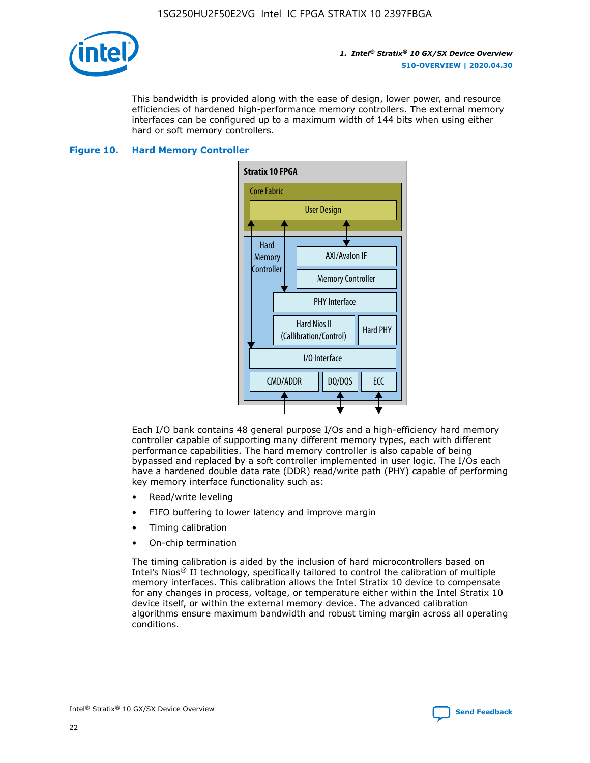This bandwidth is provided along with the ease of design, lower power, and resource efficiencies of hardened high-performance memory controllers. The external memory interfaces can be configured up to a maximum width of 144 bits when using either hard or soft memory controllers.

**Figure 10. Hard Memory Controller**

Each I/O bank contains 48 general purpose I/Os and a high-efficiency hard memory controller capable of supporting many different memory types, each with different performance capabilities. The hard memory controller is also capable of being bypassed and replaced by a soft controller implemented in user logic. The I/Os each have a hardened double data rate (DDR) read/write path (PHY) capable of performing key memory interface functionality such as:

- Read/write leveling
- FIFO buffering to lower latency and improve margin
- Timing calibration
- On-chip termination

The timing calibration is aided by the inclusion of hard microcontrollers based on Intel's Nios® II technology, specifically tailored to control the calibration of multiple memory interfaces. This calibration allows the Intel Stratix 10 device to compensate for any changes in process, voltage, or temperature either within the Intel Stratix 10 device itself, or within the external memory device. The advanced calibration algorithms ensure maximum bandwidth and robust timing margin across all operating conditions.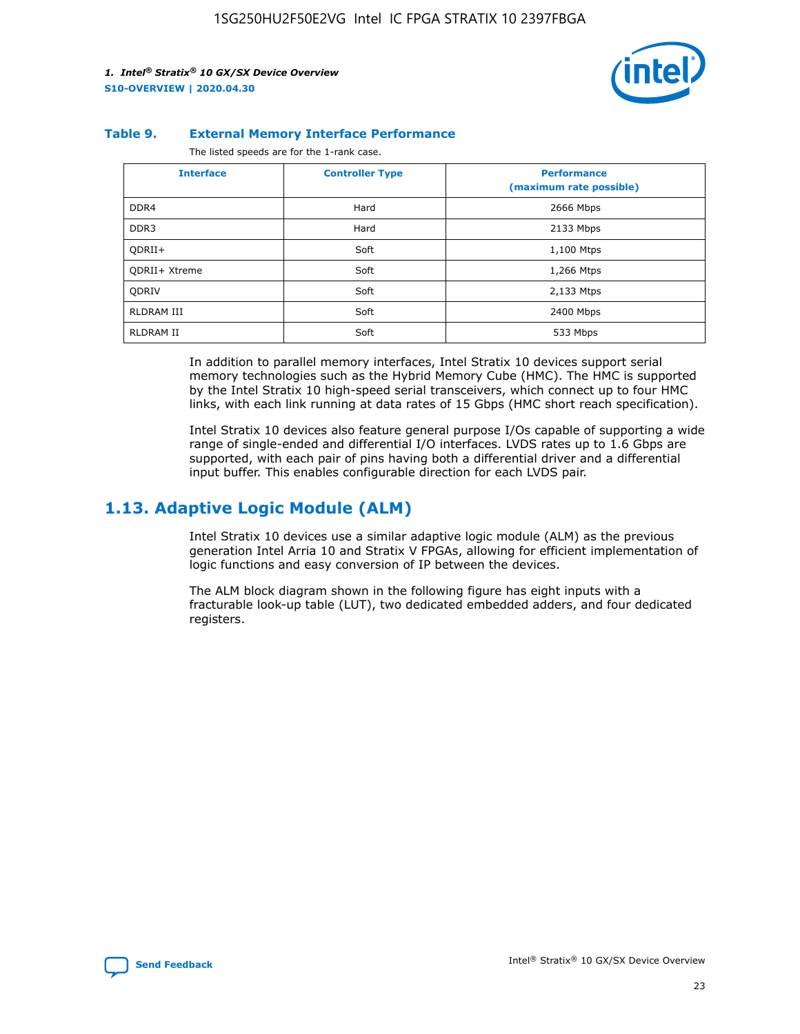**Table 9. External Memory Interface Performance**

The listed speeds are for the 1-rank case.

| Interface | Controller Type | Performance (maximum rate possible) |
| --- | --- | --- |
| DDR4 | Hard | 2666 Mbps |
| DDR3 | Hard | 2133 Mbps |
| QDRII+ | Soft | 1,100 Mtps |
| QDRII+ Xtreme | Soft | 1,266 Mtps |
| QDRIV | Soft | 2,133 Mtps |
| RLDRAM III | Soft | 2400 Mbps |
| RLDRAM II | Soft | 533 Mbps |

In addition to parallel memory interfaces, Intel Stratix 10 devices support serial memory technologies such as the Hybrid Memory Cube (HMC). The HMC is supported by the Intel Stratix 10 high-speed serial transceivers, which connect up to four HMC links, with each link running at data rates of 15 Gbps (HMC short reach specification).

Intel Stratix 10 devices also feature general purpose I/Os capable of supporting a wide range of single-ended and differential I/O interfaces. LVDS rates up to 1.6 Gbps are supported, with each pair of pins having both a differential driver and a differential input buffer. This enables configurable direction for each LVDS pair.

## 1.13. Adaptive Logic Module (ALM)

Intel Stratix 10 devices use a similar adaptive logic module (ALM) as the previous generation Intel Arria 10 and Stratix V FPGAs, allowing for efficient implementation of logic functions and easy conversion of IP between the devices.

The ALM block diagram shown in the following figure has eight inputs with a fracturable look-up table (LUT), two dedicated embedded adders, and four dedicated registers.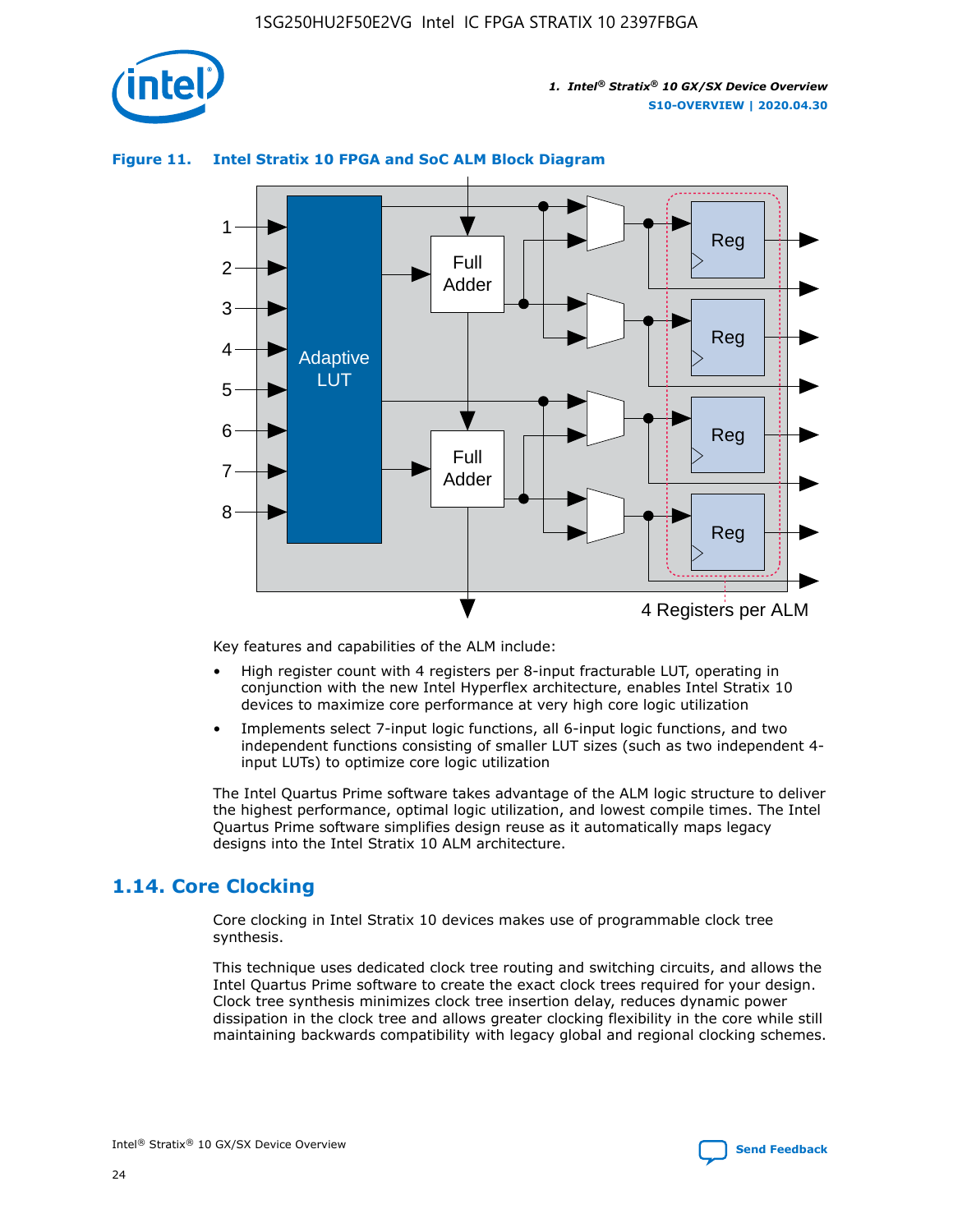**Figure 11. Intel Stratix 10 FPGA and SoC ALM Block Diagram**

Key features and capabilities of the ALM include:

- High register count with 4 registers per 8-input fracturable LUT, operating in conjunction with the new Intel Hyperflex architecture, enables Intel Stratix 10 devices to maximize core performance at very high core logic utilization
- Implements select 7-input logic functions, all 6-input logic functions, and two independent functions consisting of smaller LUT sizes (such as two independent 4-input LUTs) to optimize core logic utilization

The Intel Quartus Prime software takes advantage of the ALM logic structure to deliver the highest performance, optimal logic utilization, and lowest compile times. The Intel Quartus Prime software simplifies design reuse as it automatically maps legacy designs into the Intel Stratix 10 ALM architecture.

## 1.14. Core Clocking

Core clocking in Intel Stratix 10 devices makes use of programmable clock tree synthesis.

This technique uses dedicated clock tree routing and switching circuits, and allows the Intel Quartus Prime software to create the exact clock trees required for your design. Clock tree synthesis minimizes clock tree insertion delay, reduces dynamic power dissipation in the clock tree and allows greater clocking flexibility in the core while still maintaining backwards compatibility with legacy global and regional clocking schemes.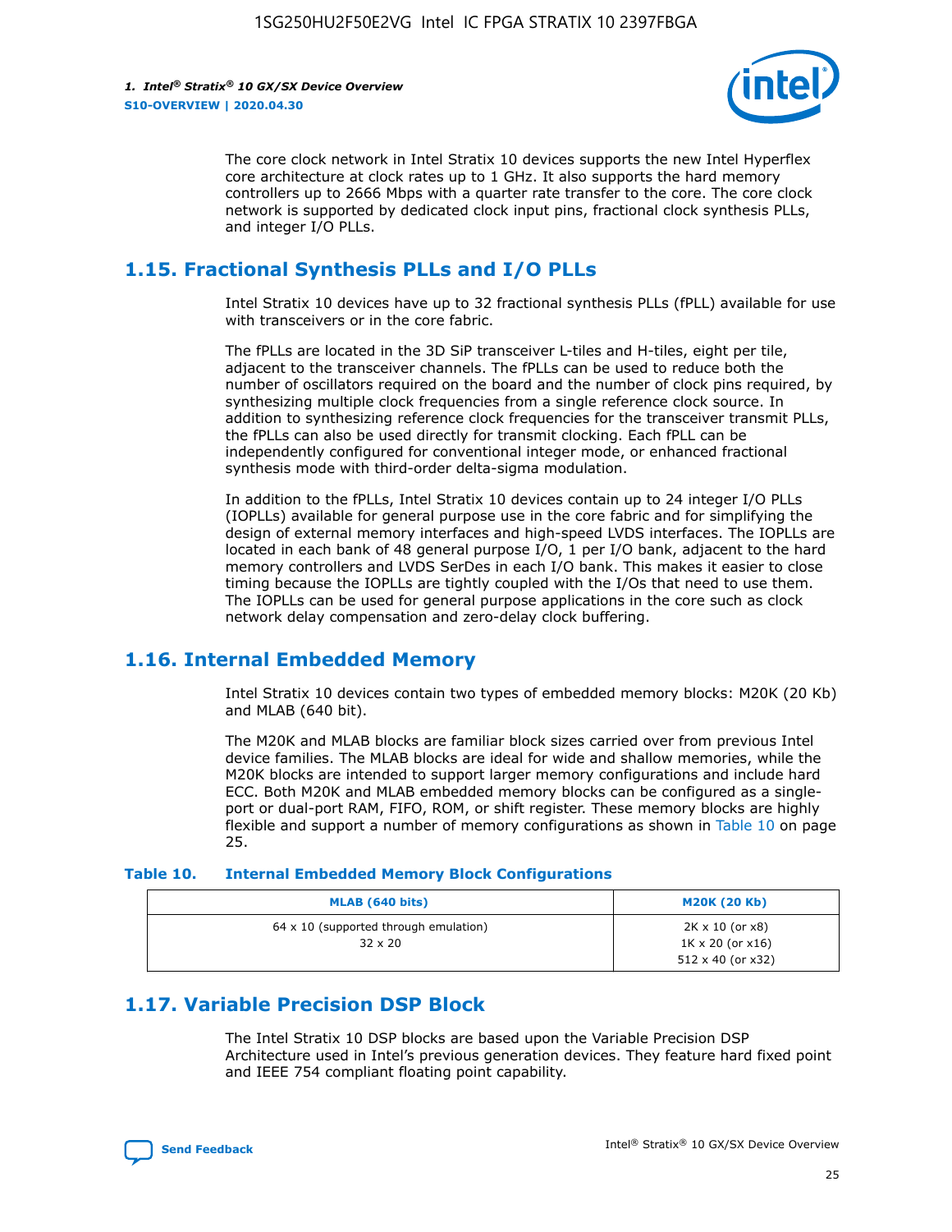The core clock network in Intel Stratix 10 devices supports the new Intel Hyperflex core architecture at clock rates up to 1 GHz. It also supports the hard memory controllers up to 2666 Mbps with a quarter rate transfer to the core. The core clock network is supported by dedicated clock input pins, fractional clock synthesis PLLs, and integer I/O PLLs.

## 1.15. Fractional Synthesis PLLs and I/O PLLs

Intel Stratix 10 devices have up to 32 fractional synthesis PLLs (fPLL) available for use with transceivers or in the core fabric.

The fPLLs are located in the 3D SiP transceiver L-tiles and H-tiles, eight per tile, adjacent to the transceiver channels. The fPLLs can be used to reduce both the number of oscillators required on the board and the number of clock pins required, by synthesizing multiple clock frequencies from a single reference clock source. In addition to synthesizing reference clock frequencies for the transceiver transmit PLLs, the fPLLs can also be used directly for transmit clocking. Each fPLL can be independently configured for conventional integer mode, or enhanced fractional synthesis mode with third-order delta-sigma modulation.

In addition to the fPLLs, Intel Stratix 10 devices contain up to 24 integer I/O PLLs (IOPLLs) available for general purpose use in the core fabric and for simplifying the design of external memory interfaces and high-speed LVDS interfaces. The IOPLLs are located in each bank of 48 general purpose I/O, 1 per I/O bank, adjacent to the hard memory controllers and LVDS SerDes in each I/O bank. This makes it easier to close timing because the IOPLLs are tightly coupled with the I/Os that need to use them. The IOPLLs can be used for general purpose applications in the core such as clock network delay compensation and zero-delay clock buffering.

## 1.16. Internal Embedded Memory

Intel Stratix 10 devices contain two types of embedded memory blocks: M20K (20 Kb) and MLAB (640 bit).

The M20K and MLAB blocks are familiar block sizes carried over from previous Intel device families. The MLAB blocks are ideal for wide and shallow memories, while the M20K blocks are intended to support larger memory configurations and include hard ECC. Both M20K and MLAB embedded memory blocks can be configured as a single-port or dual-port RAM, FIFO, ROM, or shift register. These memory blocks are highly flexible and support a number of memory configurations as shown in Table 10 on page 25.

**Table 10. Internal Embedded Memory Block Configurations**

| MLAB (640 bits) | M20K (20 Kb) |
|---|---|
| 64 x 10 (supported through emulation)<br>32 x 20 | 2K x 10 (or x8)<br>1K x 20 (or x16)<br>512 x 40 (or x32) |

## 1.17. Variable Precision DSP Block

The Intel Stratix 10 DSP blocks are based upon the Variable Precision DSP Architecture used in Intel's previous generation devices. They feature hard fixed point and IEEE 754 compliant floating point capability.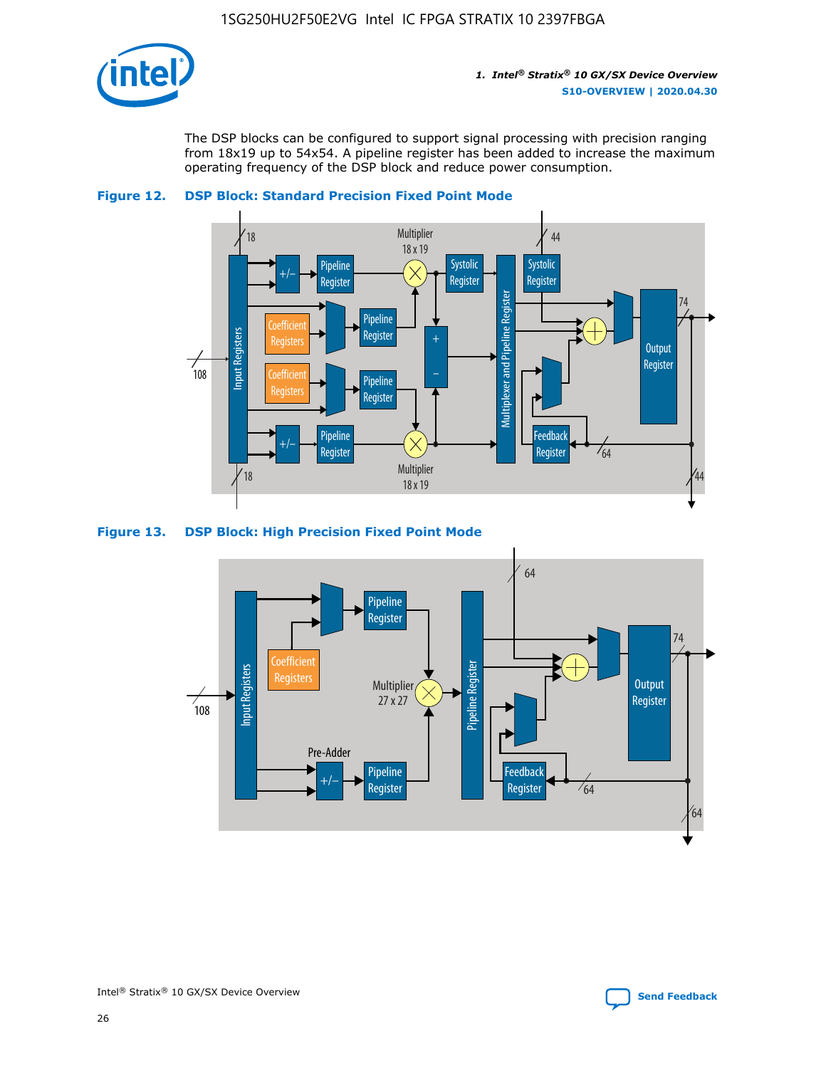The DSP blocks can be configured to support signal processing with precision ranging from 18x19 up to 54x54. A pipeline register has been added to increase the maximum operating frequency of the DSP block and reduce power consumption.

**Figure 12. DSP Block: Standard Precision Fixed Point Mode**

**Figure 13. DSP Block: High Precision Fixed Point Mode**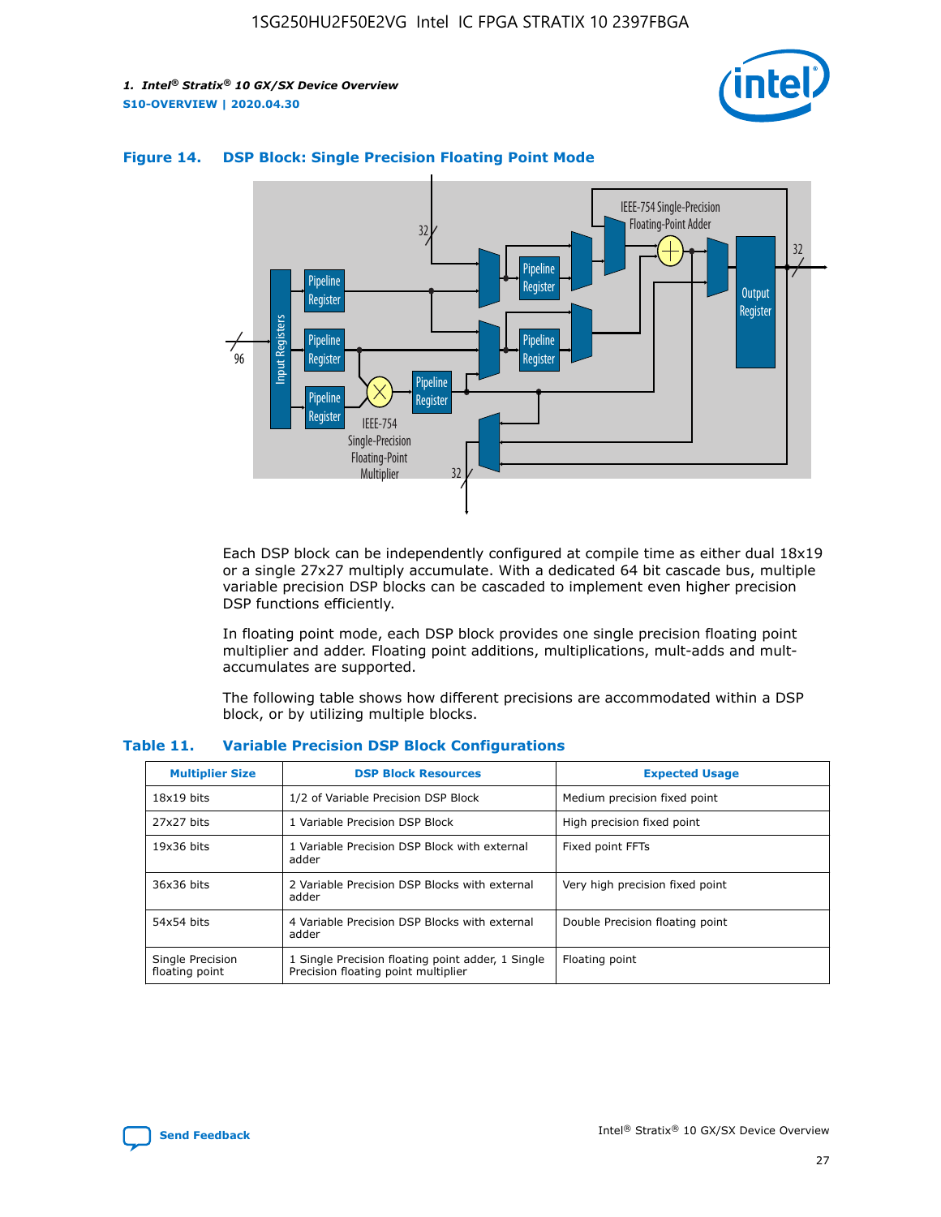**Figure 14. DSP Block: Single Precision Floating Point Mode**

Each DSP block can be independently configured at compile time as either dual 18x19 or a single 27x27 multiply accumulate. With a dedicated 64 bit cascade bus, multiple variable precision DSP blocks can be cascaded to implement even higher precision DSP functions efficiently.

In floating point mode, each DSP block provides one single precision floating point multiplier and adder. Floating point additions, multiplications, mult-adds and mult-accumulates are supported.

The following table shows how different precisions are accommodated within a DSP block, or by utilizing multiple blocks.

**Table 11. Variable Precision DSP Block Configurations**

| Multiplier Size | DSP Block Resources | Expected Usage |
|---|---|---|
| 18x19 bits | 1/2 of Variable Precision DSP Block | Medium precision fixed point |
| 27x27 bits | 1 Variable Precision DSP Block | High precision fixed point |
| 19x36 bits | 1 Variable Precision DSP Block with external adder | Fixed point FFTs |
| 36x36 bits | 2 Variable Precision DSP Blocks with external adder | Very high precision fixed point |
| 54x54 bits | 4 Variable Precision DSP Blocks with external adder | Double Precision floating point |
| Single Precision floating point | 1 Single Precision floating point adder, 1 Single Precision floating point multiplier | Floating point |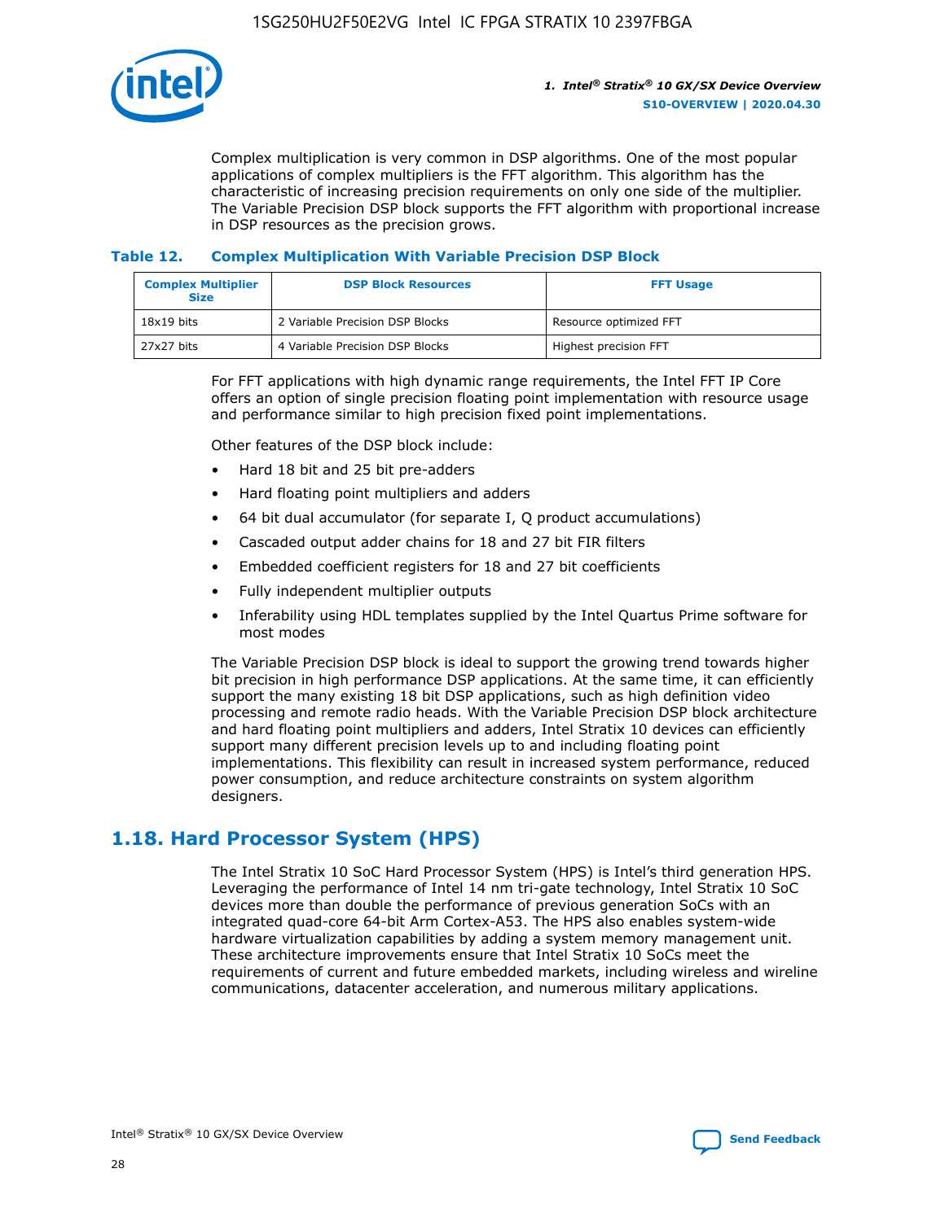Complex multiplication is very common in DSP algorithms. One of the most popular applications of complex multipliers is the FFT algorithm. This algorithm has the characteristic of increasing precision requirements on only one side of the multiplier. The Variable Precision DSP block supports the FFT algorithm with proportional increase in DSP resources as the precision grows.

### Table 12. Complex Multiplication With Variable Precision DSP Block

| Complex Multiplier Size | DSP Block Resources | FFT Usage |
| --- | --- | --- |
| 18x19 bits | 2 Variable Precision DSP Blocks | Resource optimized FFT |
| 27x27 bits | 4 Variable Precision DSP Blocks | Highest precision FFT |

For FFT applications with high dynamic range requirements, the Intel FFT IP Core offers an option of single precision floating point implementation with resource usage and performance similar to high precision fixed point implementations.

Other features of the DSP block include:

- Hard 18 bit and 25 bit pre-adders
- Hard floating point multipliers and adders
- 64 bit dual accumulator (for separate I, Q product accumulations)
- Cascaded output adder chains for 18 and 27 bit FIR filters
- Embedded coefficient registers for 18 and 27 bit coefficients
- Fully independent multiplier outputs
- Inferability using HDL templates supplied by the Intel Quartus Prime software for most modes

The Variable Precision DSP block is ideal to support the growing trend towards higher bit precision in high performance DSP applications. At the same time, it can efficiently support the many existing 18 bit DSP applications, such as high definition video processing and remote radio heads. With the Variable Precision DSP block architecture and hard floating point multipliers and adders, Intel Stratix 10 devices can efficiently support many different precision levels up to and including floating point implementations. This flexibility can result in increased system performance, reduced power consumption, and reduce architecture constraints on system algorithm designers.

## 1.18. Hard Processor System (HPS)

The Intel Stratix 10 SoC Hard Processor System (HPS) is Intel's third generation HPS. Leveraging the performance of Intel 14 nm tri-gate technology, Intel Stratix 10 SoC devices more than double the performance of previous generation SoCs with an integrated quad-core 64-bit Arm Cortex-A53. The HPS also enables system-wide hardware virtualization capabilities by adding a system memory management unit. These architecture improvements ensure that Intel Stratix 10 SoCs meet the requirements of current and future embedded markets, including wireless and wireline communications, datacenter acceleration, and numerous military applications.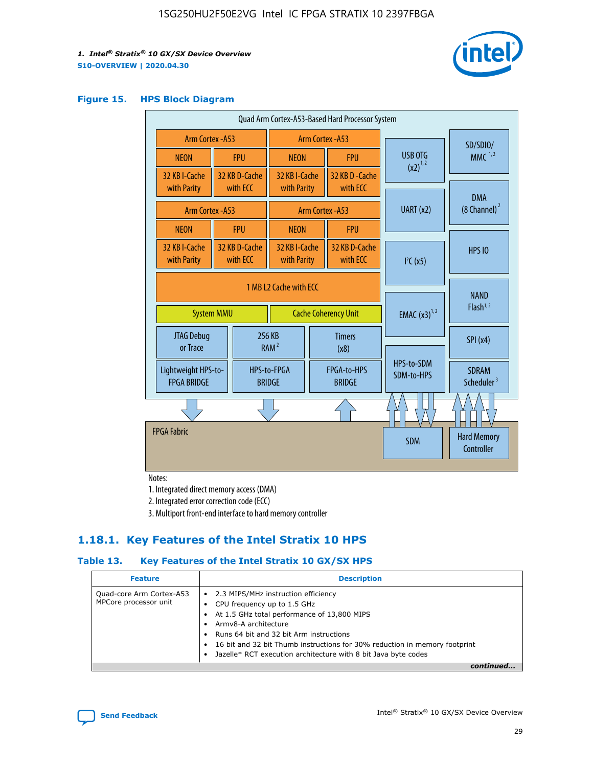**Figure 15. HPS Block Diagram**

Quad Arm Cortex-A53-Based Hard Processor System

| Arm Cortex -A53 | | Arm Cortex -A53 | |
|---|---|---|---|
| NEON | FPU | NEON | FPU |
| 32 KB I-Cache with Parity | 32 KB D-Cache with ECC | 32 KB I-Cache with Parity | 32 KB D -Cache with ECC |

| Arm Cortex -A53 | | Arm Cortex -A53 | |
|---|---|---|---|
| NEON | FPU | NEON | FPU |
| 32 KB I-Cache with Parity | 32 KB D-Cache with ECC | 32 KB I-Cache with Parity | 32 KB D-Cache with ECC |

1 MB L2 Cache with ECC

System MMU | Cache Coherency Unit

JTAG Debug or Trace | 256 KB RAM [2] | Timers (x8)

Lightweight HPS-to-FPGA BRIDGE | HPS-to-FPGA BRIDGE | FPGA-to-HPS BRIDGE

USB OTG (x2) [1,2] | UART (x2) | I²C (x5) | EMAC (x3) [1,2] | HPS-to-SDM SDM-to-HPS

SD/SDIO/MMC [1,2] | DMA (8 Channel) [2] | HPS IO | NAND Flash [1,2] | SPI (x4) | SDRAM Scheduler [3]

FPGA Fabric | SDM | Hard Memory Controller

Notes:

1. Integrated direct memory access (DMA)
2. Integrated error correction code (ECC)
3. Multiport front-end interface to hard memory controller

### 1.18.1. Key Features of the Intel Stratix 10 HPS

**Table 13. Key Features of the Intel Stratix 10 GX/SX HPS**

| Feature | Description |
|---|---|
| Quad-core Arm Cortex-A53 MPCore processor unit | • 2.3 MIPS/MHz instruction efficiency<br>• CPU frequency up to 1.5 GHz<br>• At 1.5 GHz total performance of 13,800 MIPS<br>• Armv8-A architecture<br>• Runs 64 bit and 32 bit Arm instructions<br>• 16 bit and 32 bit Thumb instructions for 30% reduction in memory footprint<br>• Jazelle* RCT execution architecture with 8 bit Java byte codes |

*continued...*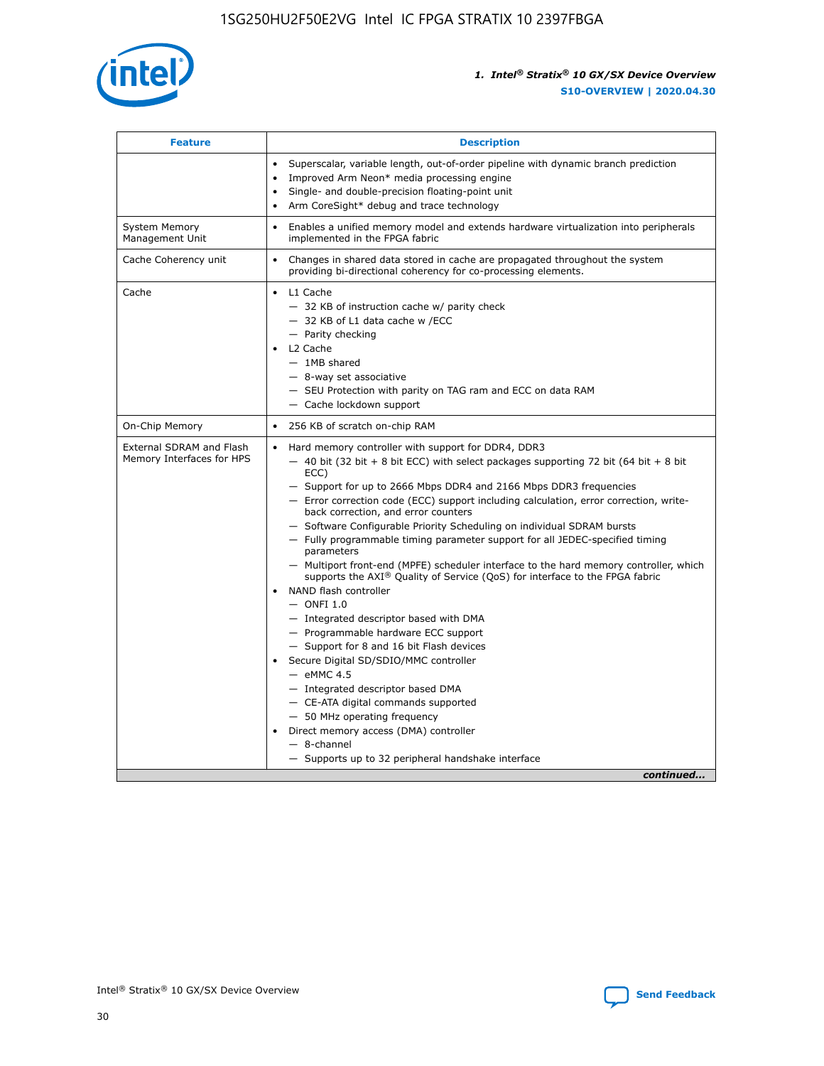| Feature | Description |
| --- | --- |
|  | • Superscalar, variable length, out-of-order pipeline with dynamic branch prediction<br>• Improved Arm Neon* media processing engine<br>• Single- and double-precision floating-point unit<br>• Arm CoreSight* debug and trace technology |
| System Memory Management Unit | • Enables a unified memory model and extends hardware virtualization into peripherals implemented in the FPGA fabric |
| Cache Coherency unit | • Changes in shared data stored in cache are propagated throughout the system providing bi-directional coherency for co-processing elements. |
| Cache | • L1 Cache<br>— 32 KB of instruction cache w/ parity check<br>— 32 KB of L1 data cache w /ECC<br>— Parity checking<br>• L2 Cache<br>— 1MB shared<br>— 8-way set associative<br>— SEU Protection with parity on TAG ram and ECC on data RAM<br>— Cache lockdown support |
| On-Chip Memory | • 256 KB of scratch on-chip RAM |
| External SDRAM and Flash Memory Interfaces for HPS | • Hard memory controller with support for DDR4, DDR3<br>— 40 bit (32 bit + 8 bit ECC) with select packages supporting 72 bit (64 bit + 8 bit ECC)<br>— Support for up to 2666 Mbps DDR4 and 2166 Mbps DDR3 frequencies<br>— Error correction code (ECC) support including calculation, error correction, write-back correction, and error counters<br>— Software Configurable Priority Scheduling on individual SDRAM bursts<br>— Fully programmable timing parameter support for all JEDEC-specified timing parameters<br>— Multiport front-end (MPFE) scheduler interface to the hard memory controller, which supports the AXI® Quality of Service (QoS) for interface to the FPGA fabric<br>• NAND flash controller<br>— ONFI 1.0<br>— Integrated descriptor based with DMA<br>— Programmable hardware ECC support<br>— Support for 8 and 16 bit Flash devices<br>• Secure Digital SD/SDIO/MMC controller<br>— eMMC 4.5<br>— Integrated descriptor based DMA<br>— CE-ATA digital commands supported<br>— 50 MHz operating frequency<br>• Direct memory access (DMA) controller<br>— 8-channel<br>— Supports up to 32 peripheral handshake interface |

*continued...*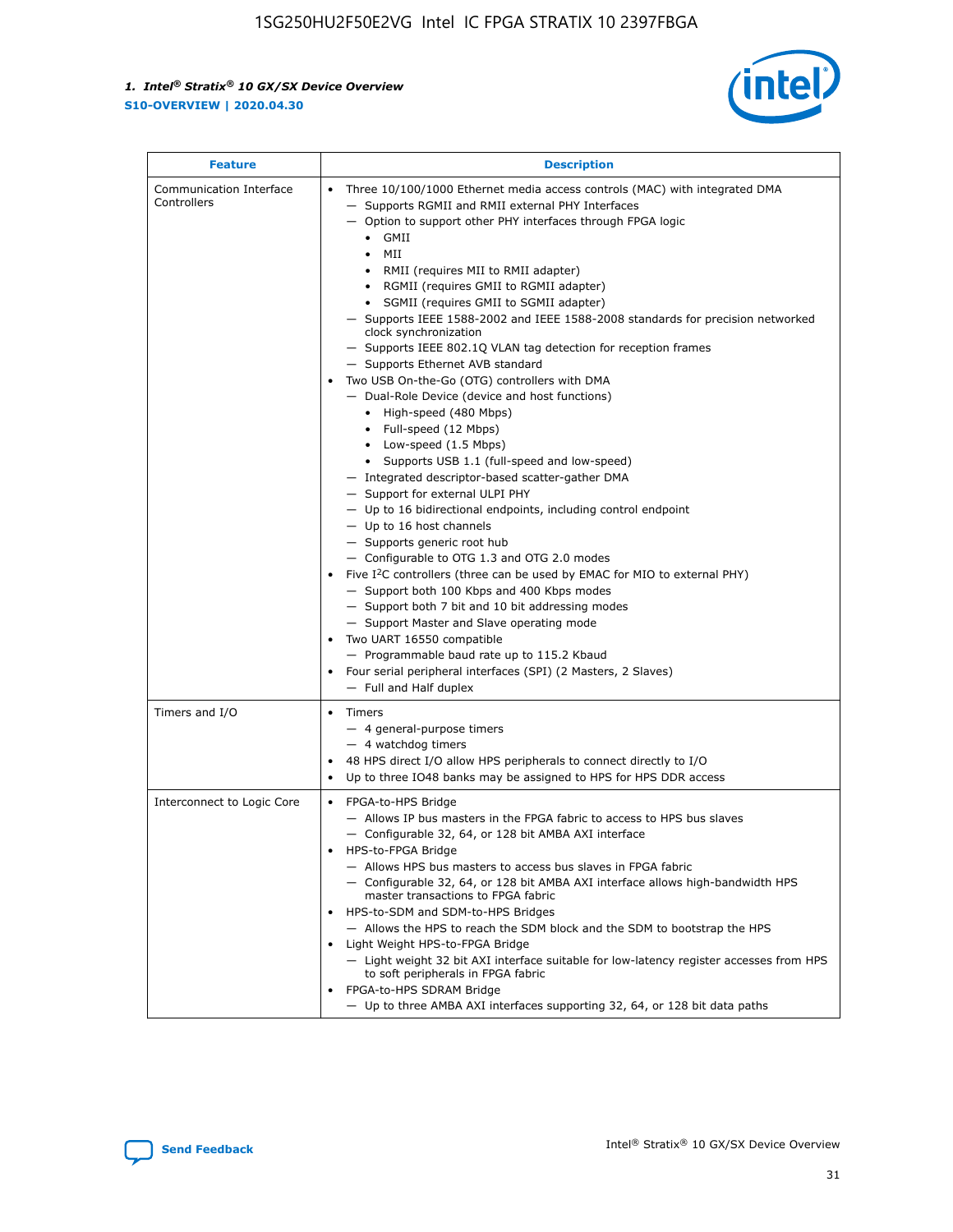| Feature | Description |
| --- | --- |
| Communication Interface Controllers | • Three 10/100/1000 Ethernet media access controls (MAC) with integrated DMA<br>— Supports RGMII and RMII external PHY Interfaces<br>— Option to support other PHY interfaces through FPGA logic<br>• GMII<br>• MII<br>• RMII (requires MII to RMII adapter)<br>• RGMII (requires GMII to RGMII adapter)<br>• SGMII (requires GMII to SGMII adapter)<br>— Supports IEEE 1588-2002 and IEEE 1588-2008 standards for precision networked clock synchronization<br>— Supports IEEE 802.1Q VLAN tag detection for reception frames<br>— Supports Ethernet AVB standard<br>• Two USB On-the-Go (OTG) controllers with DMA<br>— Dual-Role Device (device and host functions)<br>• High-speed (480 Mbps)<br>• Full-speed (12 Mbps)<br>• Low-speed (1.5 Mbps)<br>• Supports USB 1.1 (full-speed and low-speed)<br>— Integrated descriptor-based scatter-gather DMA<br>— Support for external ULPI PHY<br>— Up to 16 bidirectional endpoints, including control endpoint<br>— Up to 16 host channels<br>— Supports generic root hub<br>— Configurable to OTG 1.3 and OTG 2.0 modes<br>• Five I²C controllers (three can be used by EMAC for MIO to external PHY)<br>— Support both 100 Kbps and 400 Kbps modes<br>— Support both 7 bit and 10 bit addressing modes<br>— Support Master and Slave operating mode<br>• Two UART 16550 compatible<br>— Programmable baud rate up to 115.2 Kbaud<br>• Four serial peripheral interfaces (SPI) (2 Masters, 2 Slaves)<br>— Full and Half duplex |
| Timers and I/O | • Timers<br>— 4 general-purpose timers<br>— 4 watchdog timers<br>• 48 HPS direct I/O allow HPS peripherals to connect directly to I/O<br>• Up to three IO48 banks may be assigned to HPS for HPS DDR access |
| Interconnect to Logic Core | • FPGA-to-HPS Bridge<br>— Allows IP bus masters in the FPGA fabric to access to HPS bus slaves<br>— Configurable 32, 64, or 128 bit AMBA AXI interface<br>• HPS-to-FPGA Bridge<br>— Allows HPS bus masters to access bus slaves in FPGA fabric<br>— Configurable 32, 64, or 128 bit AMBA AXI interface allows high-bandwidth HPS master transactions to FPGA fabric<br>• HPS-to-SDM and SDM-to-HPS Bridges<br>— Allows the HPS to reach the SDM block and the SDM to bootstrap the HPS<br>• Light Weight HPS-to-FPGA Bridge<br>— Light weight 32 bit AXI interface suitable for low-latency register accesses from HPS to soft peripherals in FPGA fabric<br>• FPGA-to-HPS SDRAM Bridge<br>— Up to three AMBA AXI interfaces supporting 32, 64, or 128 bit data paths |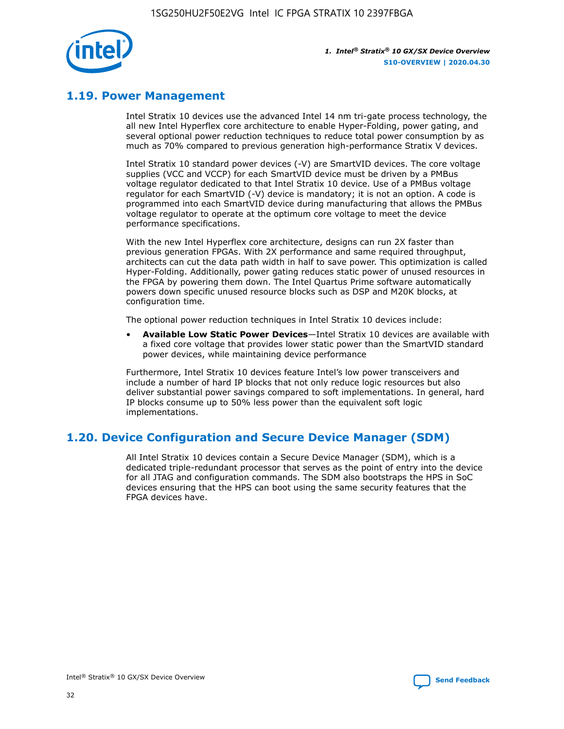## 1.19. Power Management

Intel Stratix 10 devices use the advanced Intel 14 nm tri-gate process technology, the all new Intel Hyperflex core architecture to enable Hyper-Folding, power gating, and several optional power reduction techniques to reduce total power consumption by as much as 70% compared to previous generation high-performance Stratix V devices.

Intel Stratix 10 standard power devices (-V) are SmartVID devices. The core voltage supplies (VCC and VCCP) for each SmartVID device must be driven by a PMBus voltage regulator dedicated to that Intel Stratix 10 device. Use of a PMBus voltage regulator for each SmartVID (-V) device is mandatory; it is not an option. A code is programmed into each SmartVID device during manufacturing that allows the PMBus voltage regulator to operate at the optimum core voltage to meet the device performance specifications.

With the new Intel Hyperflex core architecture, designs can run 2X faster than previous generation FPGAs. With 2X performance and same required throughput, architects can cut the data path width in half to save power. This optimization is called Hyper-Folding. Additionally, power gating reduces static power of unused resources in the FPGA by powering them down. The Intel Quartus Prime software automatically powers down specific unused resource blocks such as DSP and M20K blocks, at configuration time.

The optional power reduction techniques in Intel Stratix 10 devices include:

- **Available Low Static Power Devices**—Intel Stratix 10 devices are available with a fixed core voltage that provides lower static power than the SmartVID standard power devices, while maintaining device performance

Furthermore, Intel Stratix 10 devices feature Intel's low power transceivers and include a number of hard IP blocks that not only reduce logic resources but also deliver substantial power savings compared to soft implementations. In general, hard IP blocks consume up to 50% less power than the equivalent soft logic implementations.

## 1.20. Device Configuration and Secure Device Manager (SDM)

All Intel Stratix 10 devices contain a Secure Device Manager (SDM), which is a dedicated triple-redundant processor that serves as the point of entry into the device for all JTAG and configuration commands. The SDM also bootstraps the HPS in SoC devices ensuring that the HPS can boot using the same security features that the FPGA devices have.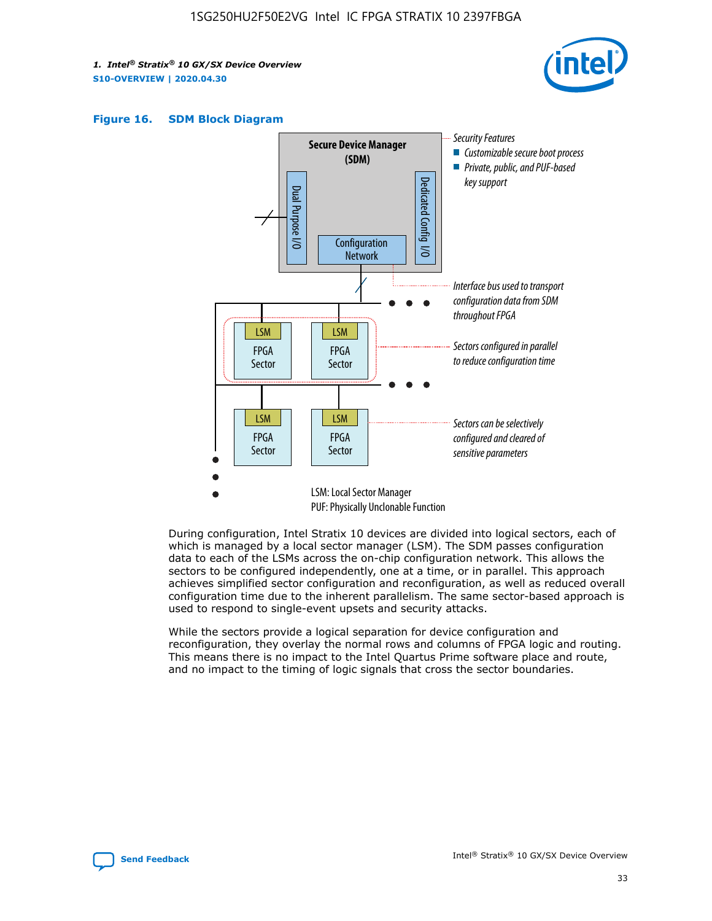**Figure 16. SDM Block Diagram**

During configuration, Intel Stratix 10 devices are divided into logical sectors, each of which is managed by a local sector manager (LSM). The SDM passes configuration data to each of the LSMs across the on-chip configuration network. This allows the sectors to be configured independently, one at a time, or in parallel. This approach achieves simplified sector configuration and reconfiguration, as well as reduced overall configuration time due to the inherent parallelism. The same sector-based approach is used to respond to single-event upsets and security attacks.

While the sectors provide a logical separation for device configuration and reconfiguration, they overlay the normal rows and columns of FPGA logic and routing. This means there is no impact to the Intel Quartus Prime software place and route, and no impact to the timing of logic signals that cross the sector boundaries.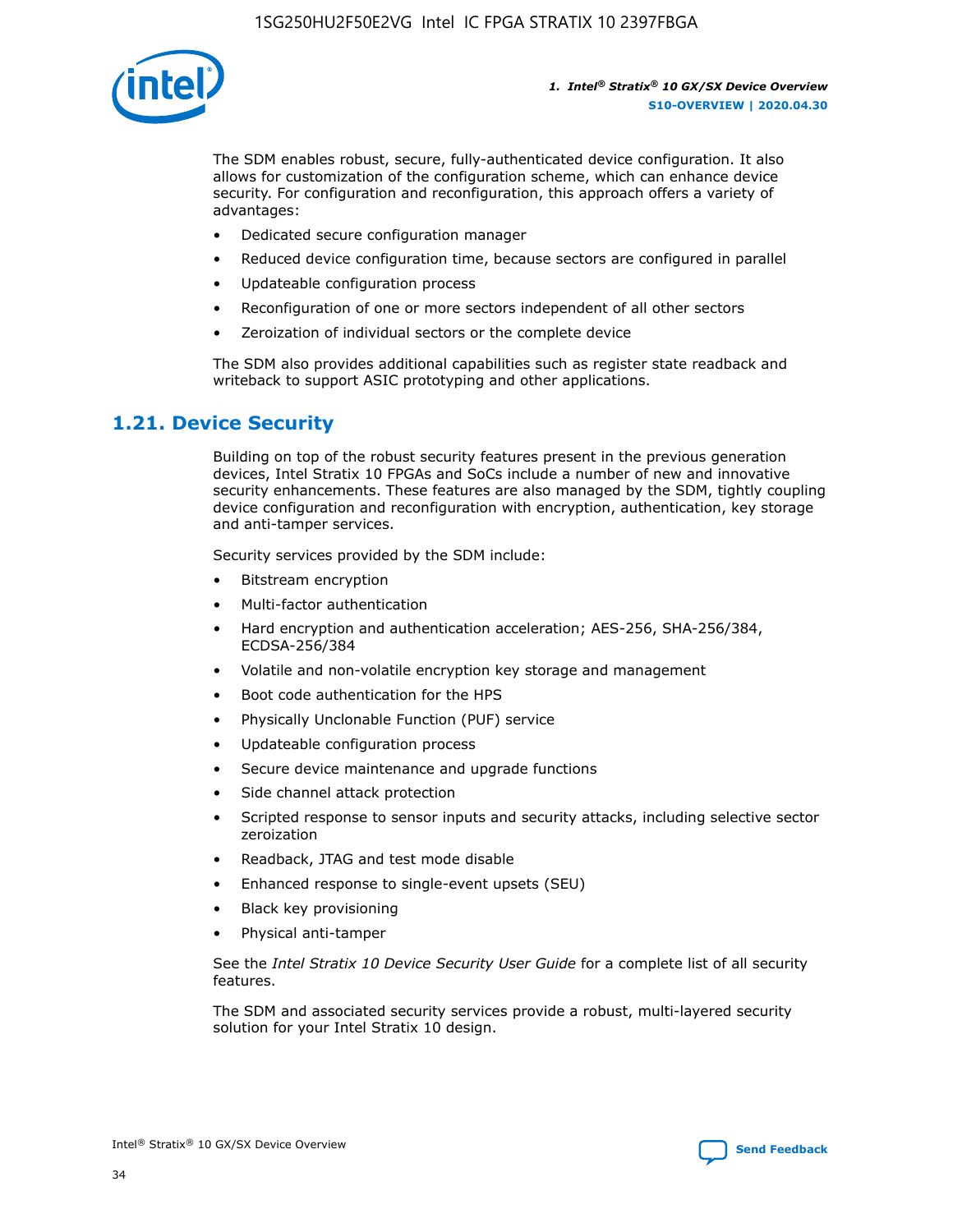The SDM enables robust, secure, fully-authenticated device configuration. It also allows for customization of the configuration scheme, which can enhance device security. For configuration and reconfiguration, this approach offers a variety of advantages:

- Dedicated secure configuration manager
- Reduced device configuration time, because sectors are configured in parallel
- Updateable configuration process
- Reconfiguration of one or more sectors independent of all other sectors
- Zeroization of individual sectors or the complete device

The SDM also provides additional capabilities such as register state readback and writeback to support ASIC prototyping and other applications.

## 1.21. Device Security

Building on top of the robust security features present in the previous generation devices, Intel Stratix 10 FPGAs and SoCs include a number of new and innovative security enhancements. These features are also managed by the SDM, tightly coupling device configuration and reconfiguration with encryption, authentication, key storage and anti-tamper services.

Security services provided by the SDM include:

- Bitstream encryption
- Multi-factor authentication
- Hard encryption and authentication acceleration; AES-256, SHA-256/384, ECDSA-256/384
- Volatile and non-volatile encryption key storage and management
- Boot code authentication for the HPS
- Physically Unclonable Function (PUF) service
- Updateable configuration process
- Secure device maintenance and upgrade functions
- Side channel attack protection
- Scripted response to sensor inputs and security attacks, including selective sector zeroization
- Readback, JTAG and test mode disable
- Enhanced response to single-event upsets (SEU)
- Black key provisioning
- Physical anti-tamper

See the *Intel Stratix 10 Device Security User Guide* for a complete list of all security features.

The SDM and associated security services provide a robust, multi-layered security solution for your Intel Stratix 10 design.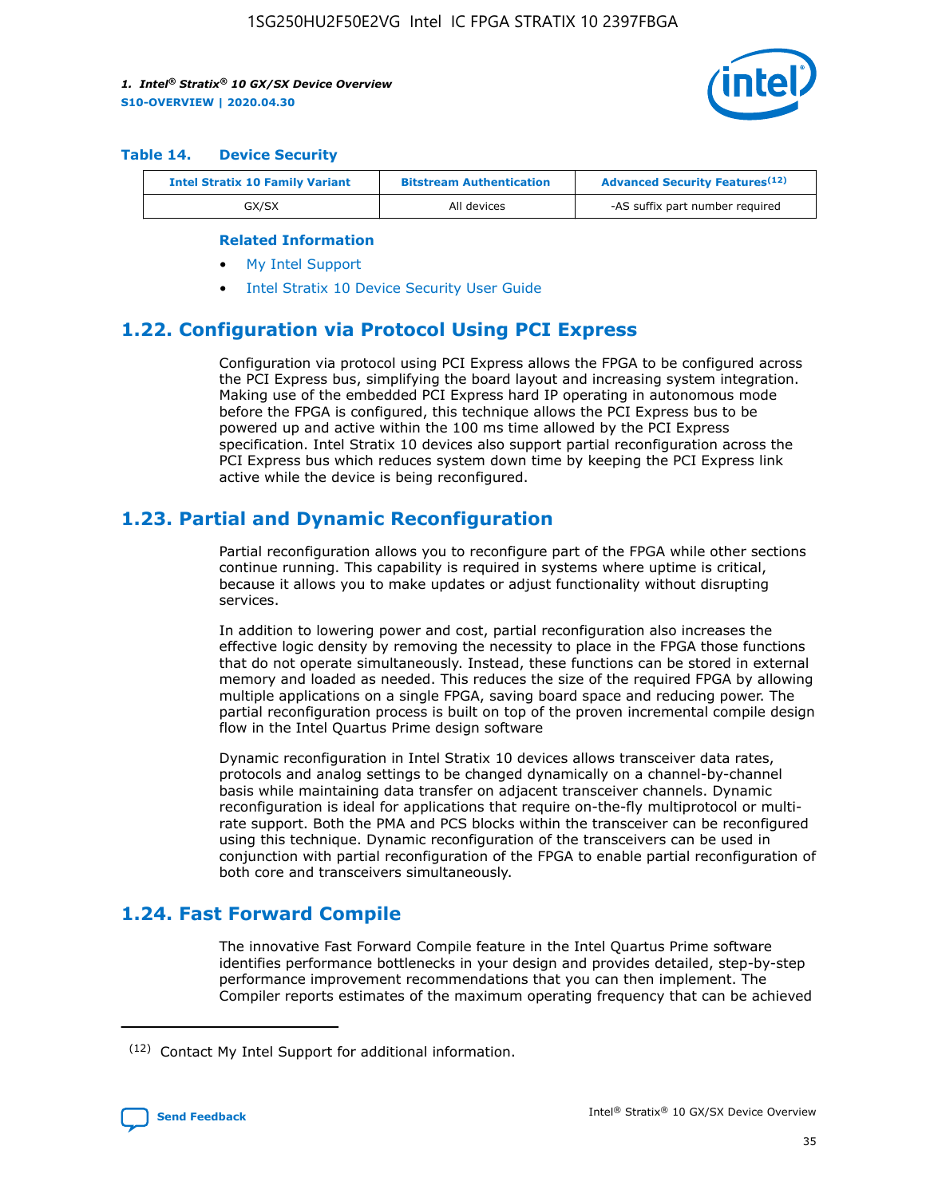#### Table 14. Device Security

| Intel Stratix 10 Family Variant | Bitstream Authentication | Advanced Security Features[12] |
|---|---|---|
| GX/SX | All devices | -AS suffix part number required |

**Related Information**

- My Intel Support
- Intel Stratix 10 Device Security User Guide

## 1.22. Configuration via Protocol Using PCI Express

Configuration via protocol using PCI Express allows the FPGA to be configured across the PCI Express bus, simplifying the board layout and increasing system integration. Making use of the embedded PCI Express hard IP operating in autonomous mode before the FPGA is configured, this technique allows the PCI Express bus to be powered up and active within the 100 ms time allowed by the PCI Express specification. Intel Stratix 10 devices also support partial reconfiguration across the PCI Express bus which reduces system down time by keeping the PCI Express link active while the device is being reconfigured.

## 1.23. Partial and Dynamic Reconfiguration

Partial reconfiguration allows you to reconfigure part of the FPGA while other sections continue running. This capability is required in systems where uptime is critical, because it allows you to make updates or adjust functionality without disrupting services.

In addition to lowering power and cost, partial reconfiguration also increases the effective logic density by removing the necessity to place in the FPGA those functions that do not operate simultaneously. Instead, these functions can be stored in external memory and loaded as needed. This reduces the size of the required FPGA by allowing multiple applications on a single FPGA, saving board space and reducing power. The partial reconfiguration process is built on top of the proven incremental compile design flow in the Intel Quartus Prime design software

Dynamic reconfiguration in Intel Stratix 10 devices allows transceiver data rates, protocols and analog settings to be changed dynamically on a channel-by-channel basis while maintaining data transfer on adjacent transceiver channels. Dynamic reconfiguration is ideal for applications that require on-the-fly multiprotocol or multi-rate support. Both the PMA and PCS blocks within the transceiver can be reconfigured using this technique. Dynamic reconfiguration of the transceivers can be used in conjunction with partial reconfiguration of the FPGA to enable partial reconfiguration of both core and transceivers simultaneously.

## 1.24. Fast Forward Compile

The innovative Fast Forward Compile feature in the Intel Quartus Prime software identifies performance bottlenecks in your design and provides detailed, step-by-step performance improvement recommendations that you can then implement. The Compiler reports estimates of the maximum operating frequency that can be achieved

[12] Contact My Intel Support for additional information.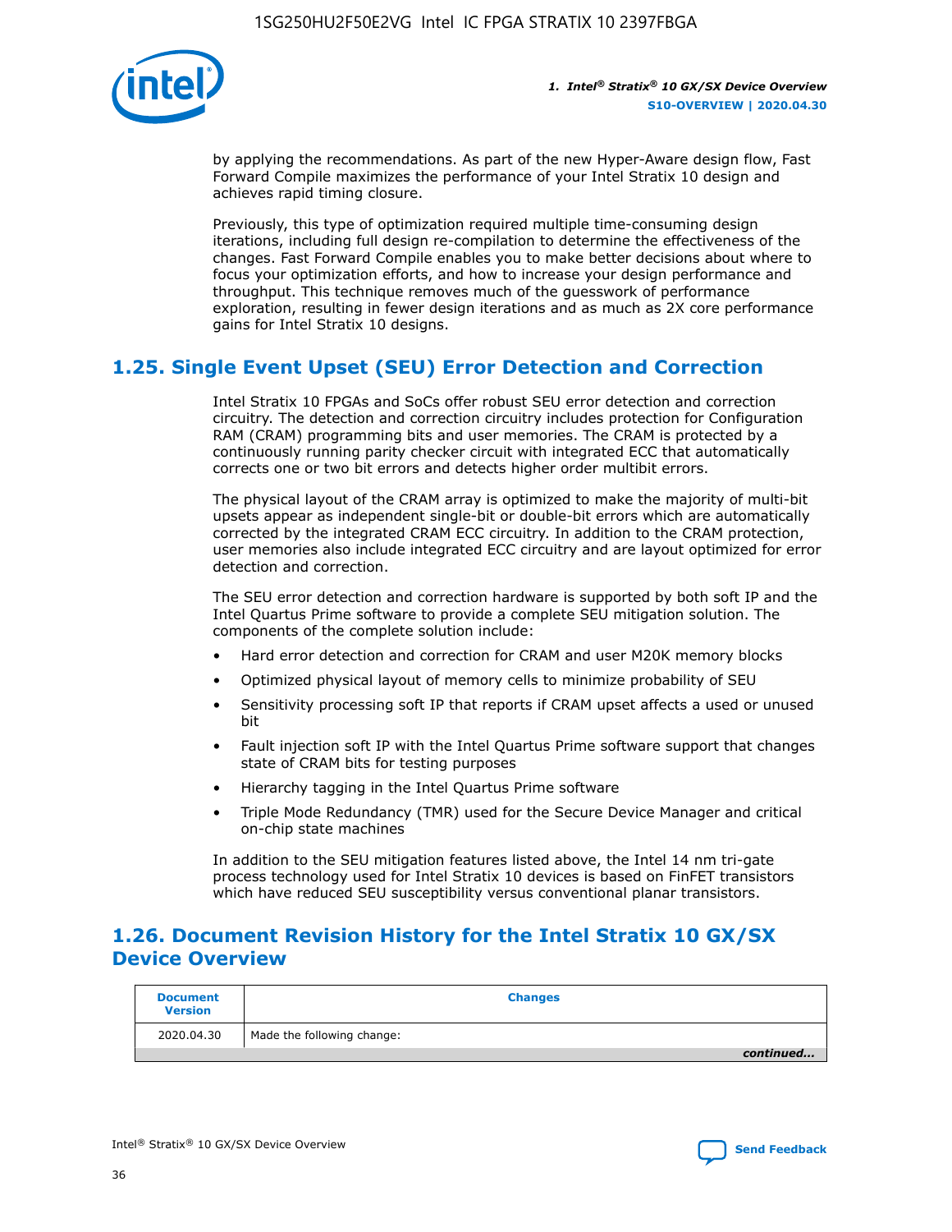by applying the recommendations. As part of the new Hyper-Aware design flow, Fast Forward Compile maximizes the performance of your Intel Stratix 10 design and achieves rapid timing closure.

Previously, this type of optimization required multiple time-consuming design iterations, including full design re-compilation to determine the effectiveness of the changes. Fast Forward Compile enables you to make better decisions about where to focus your optimization efforts, and how to increase your design performance and throughput. This technique removes much of the guesswork of performance exploration, resulting in fewer design iterations and as much as 2X core performance gains for Intel Stratix 10 designs.

## 1.25. Single Event Upset (SEU) Error Detection and Correction

Intel Stratix 10 FPGAs and SoCs offer robust SEU error detection and correction circuitry. The detection and correction circuitry includes protection for Configuration RAM (CRAM) programming bits and user memories. The CRAM is protected by a continuously running parity checker circuit with integrated ECC that automatically corrects one or two bit errors and detects higher order multibit errors.

The physical layout of the CRAM array is optimized to make the majority of multi-bit upsets appear as independent single-bit or double-bit errors which are automatically corrected by the integrated CRAM ECC circuitry. In addition to the CRAM protection, user memories also include integrated ECC circuitry and are layout optimized for error detection and correction.

The SEU error detection and correction hardware is supported by both soft IP and the Intel Quartus Prime software to provide a complete SEU mitigation solution. The components of the complete solution include:

- Hard error detection and correction for CRAM and user M20K memory blocks
- Optimized physical layout of memory cells to minimize probability of SEU
- Sensitivity processing soft IP that reports if CRAM upset affects a used or unused bit
- Fault injection soft IP with the Intel Quartus Prime software support that changes state of CRAM bits for testing purposes
- Hierarchy tagging in the Intel Quartus Prime software
- Triple Mode Redundancy (TMR) used for the Secure Device Manager and critical on-chip state machines

In addition to the SEU mitigation features listed above, the Intel 14 nm tri-gate process technology used for Intel Stratix 10 devices is based on FinFET transistors which have reduced SEU susceptibility versus conventional planar transistors.

## 1.26. Document Revision History for the Intel Stratix 10 GX/SX Device Overview

| Document Version | Changes |
|---|---|
| 2020.04.30 | Made the following change: |

*continued...*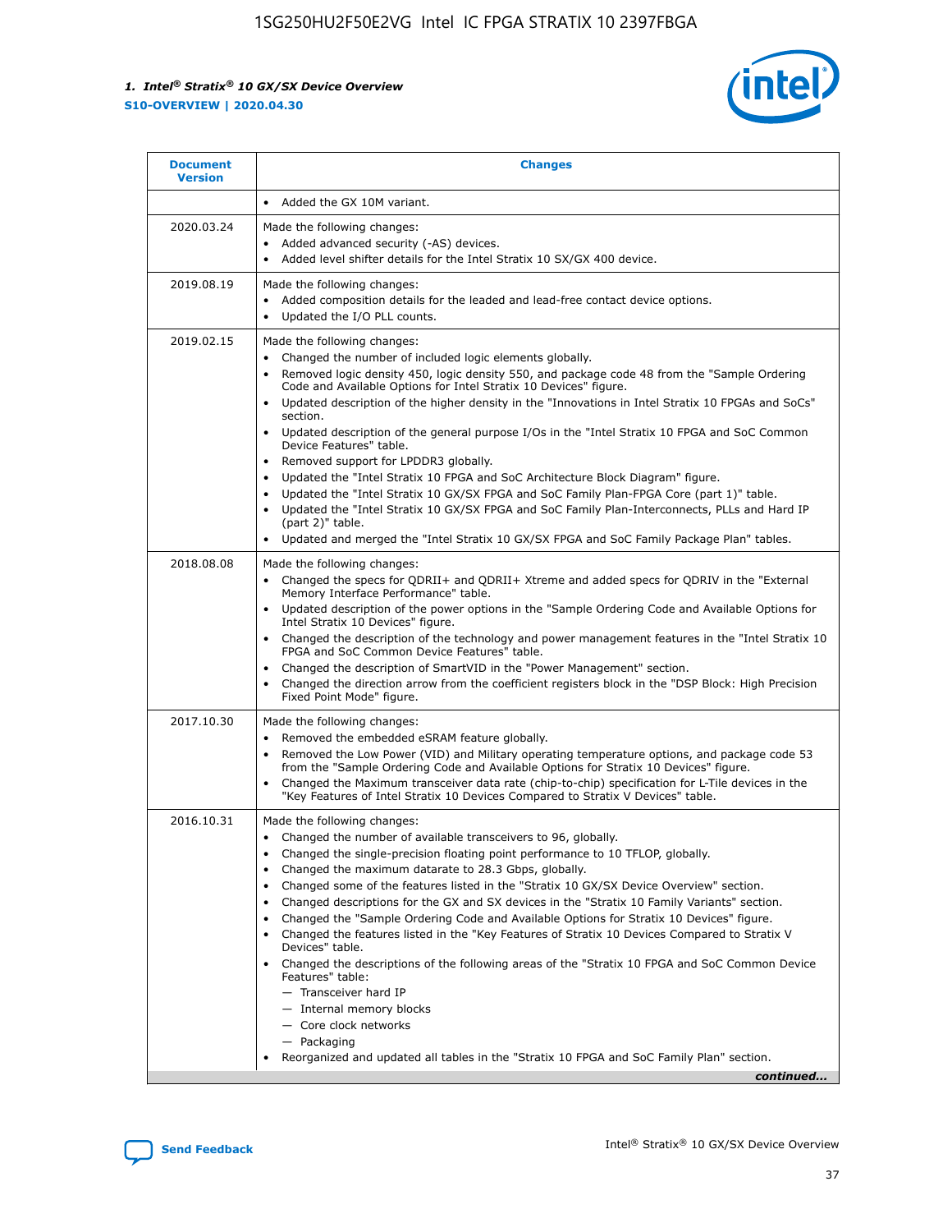| Document Version | Changes |
| --- | --- |
| | • Added the GX 10M variant. |
| 2020.03.24 | Made the following changes:<br>• Added advanced security (-AS) devices.<br>• Added level shifter details for the Intel Stratix 10 SX/GX 400 device. |
| 2019.08.19 | Made the following changes:<br>• Added composition details for the leaded and lead-free contact device options.<br>• Updated the I/O PLL counts. |
| 2019.02.15 | Made the following changes:<br>• Changed the number of included logic elements globally.<br>• Removed logic density 450, logic density 550, and package code 48 from the "Sample Ordering Code and Available Options for Intel Stratix 10 Devices" figure.<br>• Updated description of the higher density in the "Innovations in Intel Stratix 10 FPGAs and SoCs" section.<br>• Updated description of the general purpose I/Os in the "Intel Stratix 10 FPGA and SoC Common Device Features" table.<br>• Removed support for LPDDR3 globally.<br>• Updated the "Intel Stratix 10 FPGA and SoC Architecture Block Diagram" figure.<br>• Updated the "Intel Stratix 10 GX/SX FPGA and SoC Family Plan-FPGA Core (part 1)" table.<br>• Updated the "Intel Stratix 10 GX/SX FPGA and SoC Family Plan-Interconnects, PLLs and Hard IP (part 2)" table.<br>• Updated and merged the "Intel Stratix 10 GX/SX FPGA and SoC Family Package Plan" tables. |
| 2018.08.08 | Made the following changes:<br>• Changed the specs for QDRII+ and QDRII+ Xtreme and added specs for QDRIV in the "External Memory Interface Performance" table.<br>• Updated description of the power options in the "Sample Ordering Code and Available Options for Intel Stratix 10 Devices" figure.<br>• Changed the description of the technology and power management features in the "Intel Stratix 10 FPGA and SoC Common Device Features" table.<br>• Changed the description of SmartVID in the "Power Management" section.<br>• Changed the direction arrow from the coefficient registers block in the "DSP Block: High Precision Fixed Point Mode" figure. |
| 2017.10.30 | Made the following changes:<br>• Removed the embedded eSRAM feature globally.<br>• Removed the Low Power (VID) and Military operating temperature options, and package code 53 from the "Sample Ordering Code and Available Options for Intel Stratix 10 Devices" figure.<br>• Changed the Maximum transceiver data rate (chip-to-chip) specification for L-Tile devices in the "Key Features of Intel Stratix 10 Devices Compared to Stratix V Devices" table. |
| 2016.10.31 | Made the following changes:<br>• Changed the number of available transceivers to 96, globally.<br>• Changed the single-precision floating point performance to 10 TFLOP, globally.<br>• Changed the maximum datarate to 28.3 Gbps, globally.<br>• Changed some of the features listed in the "Stratix 10 GX/SX Device Overview" section.<br>• Changed descriptions for the GX and SX devices in the "Stratix 10 Family Variants" section.<br>• Changed the "Sample Ordering Code and Available Options for Stratix 10 Devices" figure.<br>• Changed the features listed in the "Key Features of Stratix 10 Devices Compared to Stratix V Devices" table.<br>• Changed the descriptions of the following areas of the "Stratix 10 FPGA and SoC Common Device Features" table:<br>— Transceiver hard IP<br>— Internal memory blocks<br>— Core clock networks<br>— Packaging<br>• Reorganized and updated all tables in the "Stratix 10 FPGA and SoC Family Plan" section. |

*continued...*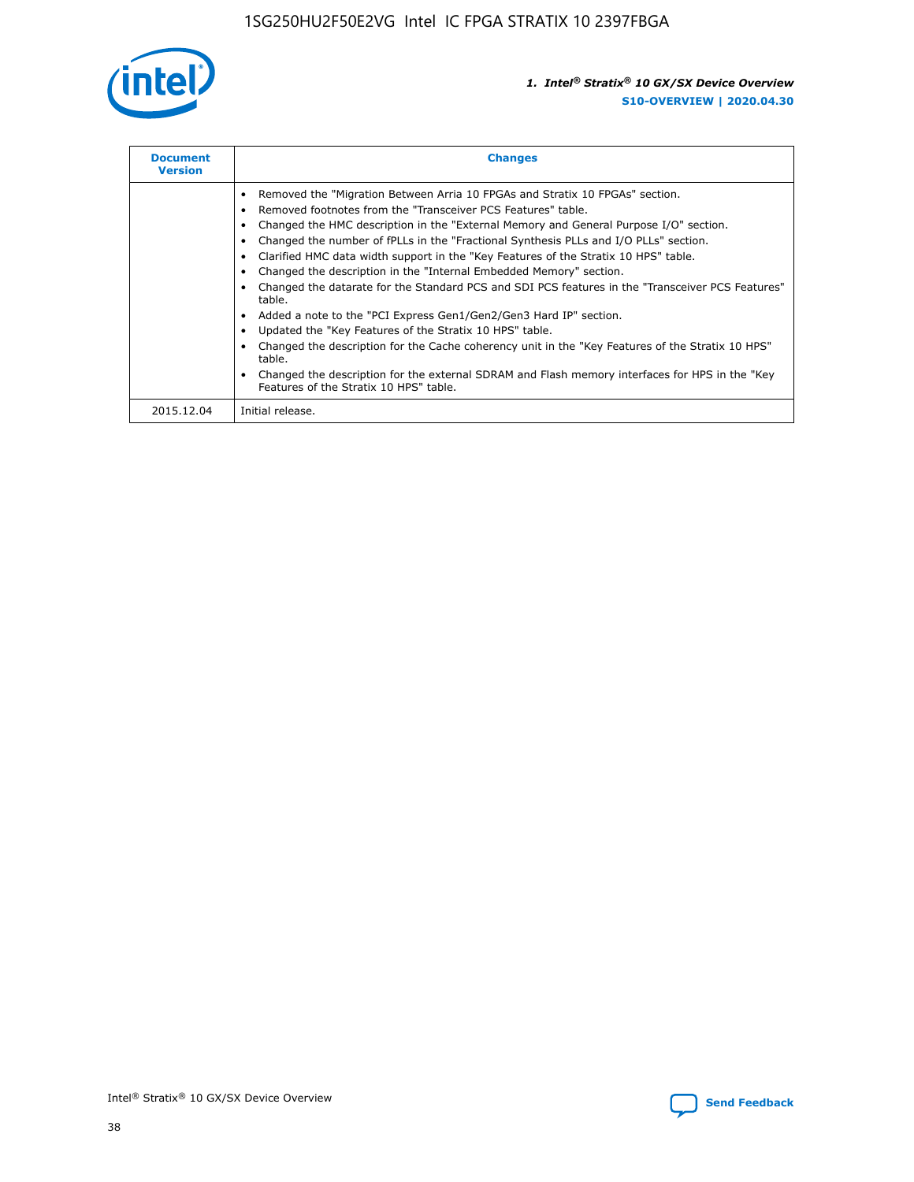| Document Version | Changes |
| --- | --- |
| | • Removed the "Migration Between Arria 10 FPGAs and Stratix 10 FPGAs" section.<br>• Removed footnotes from the "Transceiver PCS Features" table.<br>• Changed the HMC description in the "External Memory and General Purpose I/O" section.<br>• Changed the number of fPLLs in the "Fractional Synthesis PLLs and I/O PLLs" section.<br>• Clarified HMC data width support in the "Key Features of the Stratix 10 HPS" table.<br>• Changed the description in the "Internal Embedded Memory" section.<br>• Changed the datarate for the Standard PCS and SDI PCS features in the "Transceiver PCS Features" table.<br>• Added a note to the "PCI Express Gen1/Gen2/Gen3 Hard IP" section.<br>• Updated the "Key Features of the Stratix 10 HPS" table.<br>• Changed the description for the Cache coherency unit in the "Key Features of the Stratix 10 HPS" table.<br>• Changed the description for the external SDRAM and Flash memory interfaces for HPS in the "Key Features of the Stratix 10 HPS" table. |
| 2015.12.04 | Initial release. |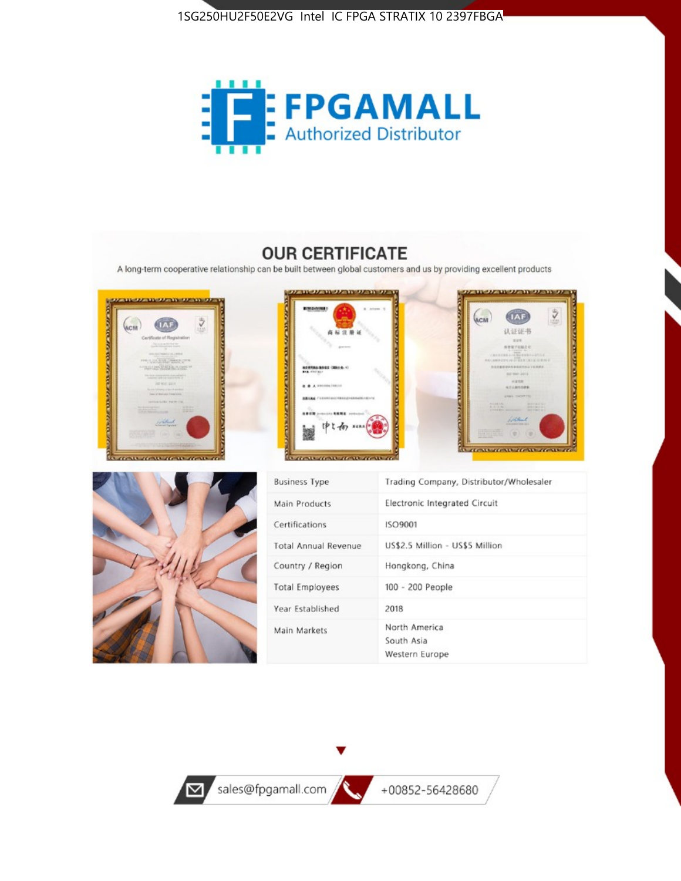# FPGAMALL

Authorized Distributor

## OUR CERTIFICATE

A long-term cooperative relationship can be built between global customers and us by providing excellent products

| | |
|---|---|
| Business Type | Trading Company, Distributor/Wholesaler |
| Main Products | Electronic Integrated Circuit |
| Certifications | ISO9001 |
| Total Annual Revenue | US$2.5 Million - US$5 Million |
| Country / Region | Hongkong, China |
| Total Employees | 100 - 200 People |
| Year Established | 2018 |
| Main Markets | North America<br>South Asia<br>Western Europe |

sales@fpgamall.com

+00852-56428680